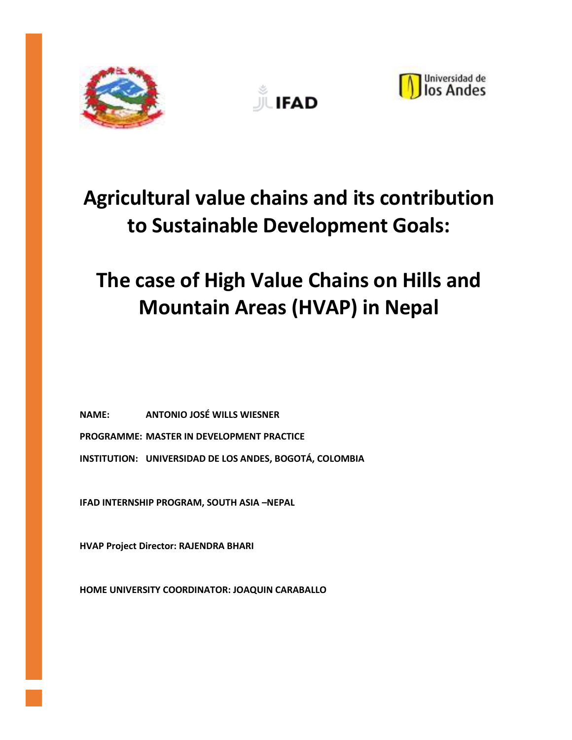IFAD

Universidad de los Andes

# Agricultural value chains and its contribution to Sustainable Development Goals:

# The case of High Value Chains on Hills and Mountain Areas (HVAP) in Nepal

**NAME:** ANTONIO JOSÉ WILLS WIESNER

**PROGRAMME:** MASTER IN DEVELOPMENT PRACTICE

**INSTITUTION:** UNIVERSIDAD DE LOS ANDES, BOGOTÁ, COLOMBIA

**IFAD INTERNSHIP PROGRAM, SOUTH ASIA –NEPAL**

**HVAP Project Director: RAJENDRA BHARI**

**HOME UNIVERSITY COORDINATOR: JOAQUIN CARABALLO**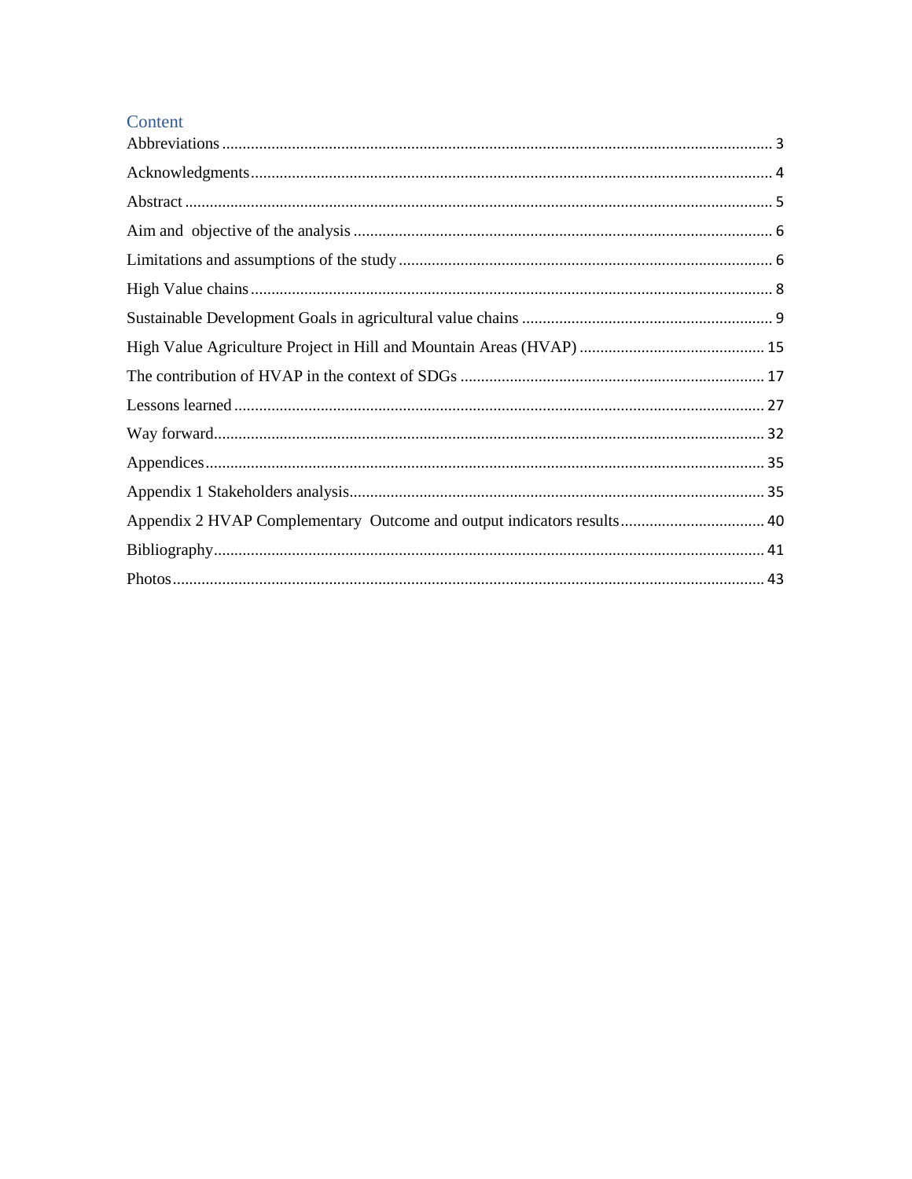# Content

Abbreviations ..... 3

Acknowledgments ..... 4

Abstract ..... 5

Aim and objective of the analysis ..... 6

Limitations and assumptions of the study ..... 6

High Value chains ..... 8

Sustainable Development Goals in agricultural value chains ..... 9

High Value Agriculture Project in Hill and Mountain Areas (HVAP) ..... 15

The contribution of HVAP in the context of SDGs ..... 17

Lessons learned ..... 27

Way forward ..... 32

Appendices ..... 35

Appendix 1 Stakeholders analysis ..... 35

Appendix 2 HVAP Complementary Outcome and output indicators results ..... 40

Bibliography ..... 41

Photos ..... 43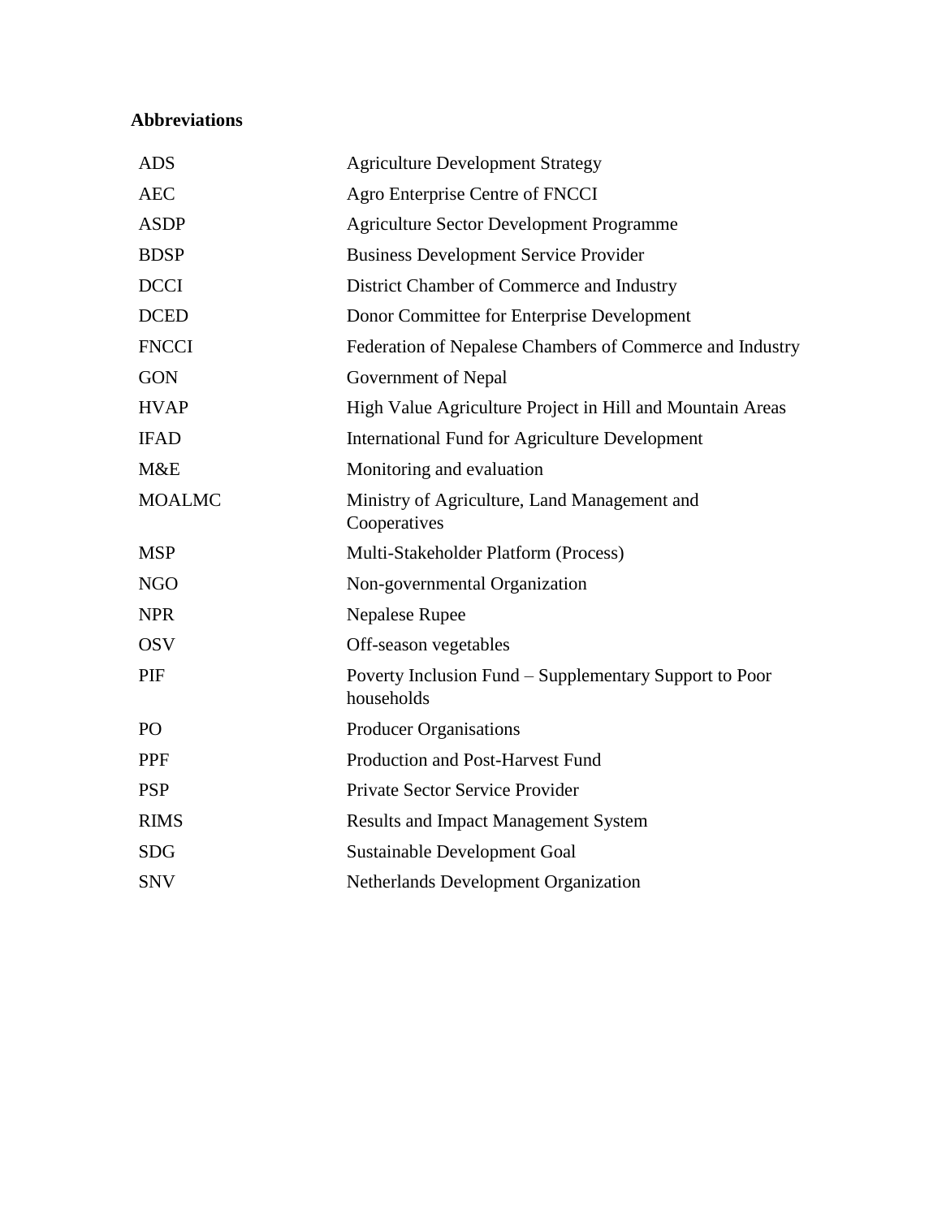**Abbreviations**

| | |
|---|---|
| ADS | Agriculture Development Strategy |
| AEC | Agro Enterprise Centre of FNCCI |
| ASDP | Agriculture Sector Development Programme |
| BDSP | Business Development Service Provider |
| DCCI | District Chamber of Commerce and Industry |
| DCED | Donor Committee for Enterprise Development |
| FNCCI | Federation of Nepalese Chambers of Commerce and Industry |
| GON | Government of Nepal |
| HVAP | High Value Agriculture Project in Hill and Mountain Areas |
| IFAD | International Fund for Agriculture Development |
| M&E | Monitoring and evaluation |
| MOALMC | Ministry of Agriculture, Land Management and Cooperatives |
| MSP | Multi-Stakeholder Platform (Process) |
| NGO | Non-governmental Organization |
| NPR | Nepalese Rupee |
| OSV | Off-season vegetables |
| PIF | Poverty Inclusion Fund – Supplementary Support to Poor households |
| PO | Producer Organisations |
| PPF | Production and Post-Harvest Fund |
| PSP | Private Sector Service Provider |
| RIMS | Results and Impact Management System |
| SDG | Sustainable Development Goal |
| SNV | Netherlands Development Organization |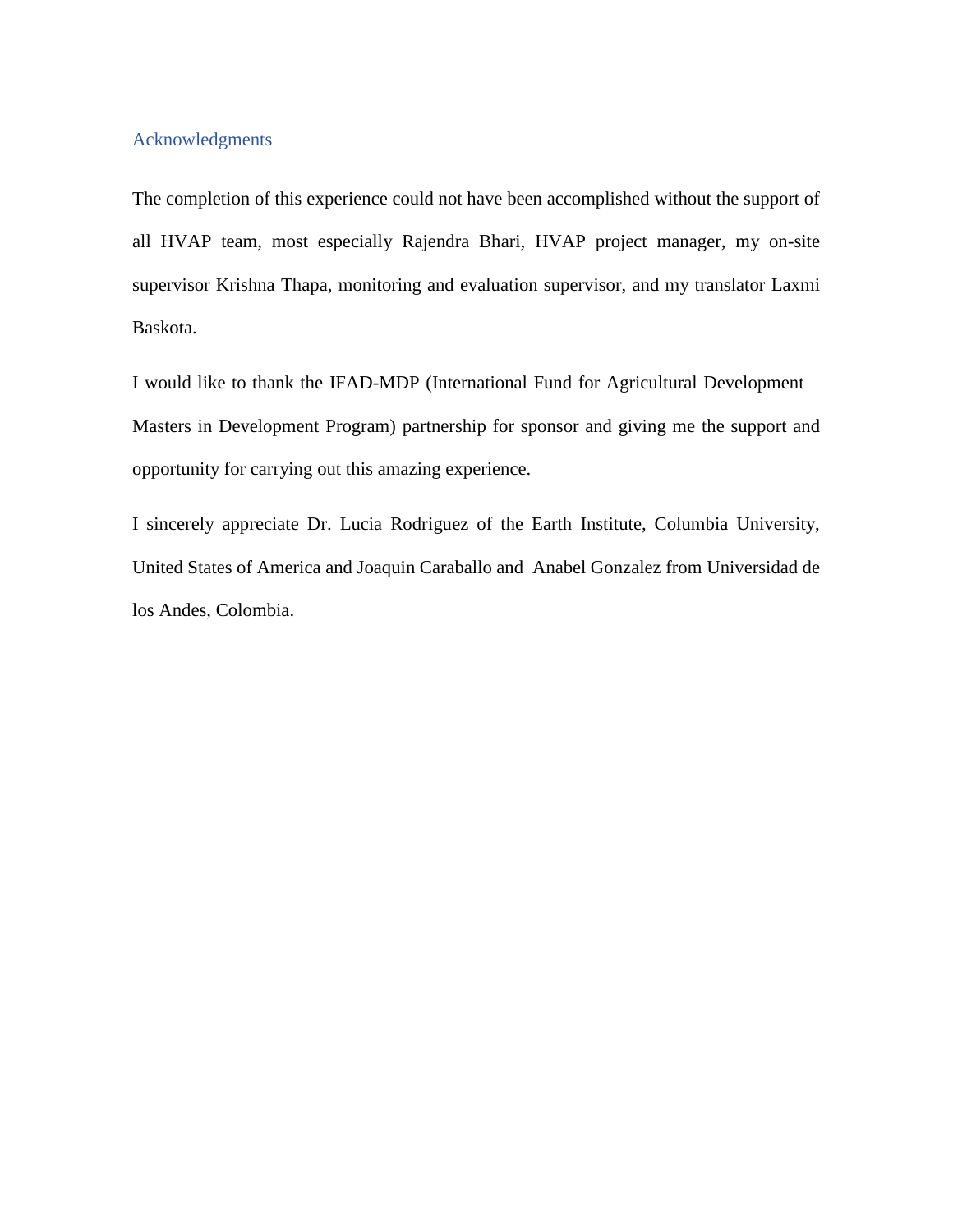## Acknowledgments

The completion of this experience could not have been accomplished without the support of all HVAP team, most especially Rajendra Bhari, HVAP project manager, my on-site supervisor Krishna Thapa, monitoring and evaluation supervisor, and my translator Laxmi Baskota.

I would like to thank the IFAD-MDP (International Fund for Agricultural Development – Masters in Development Program) partnership for sponsor and giving me the support and opportunity for carrying out this amazing experience.

I sincerely appreciate Dr. Lucia Rodriguez of the Earth Institute, Columbia University, United States of America and Joaquin Caraballo and Anabel Gonzalez from Universidad de los Andes, Colombia.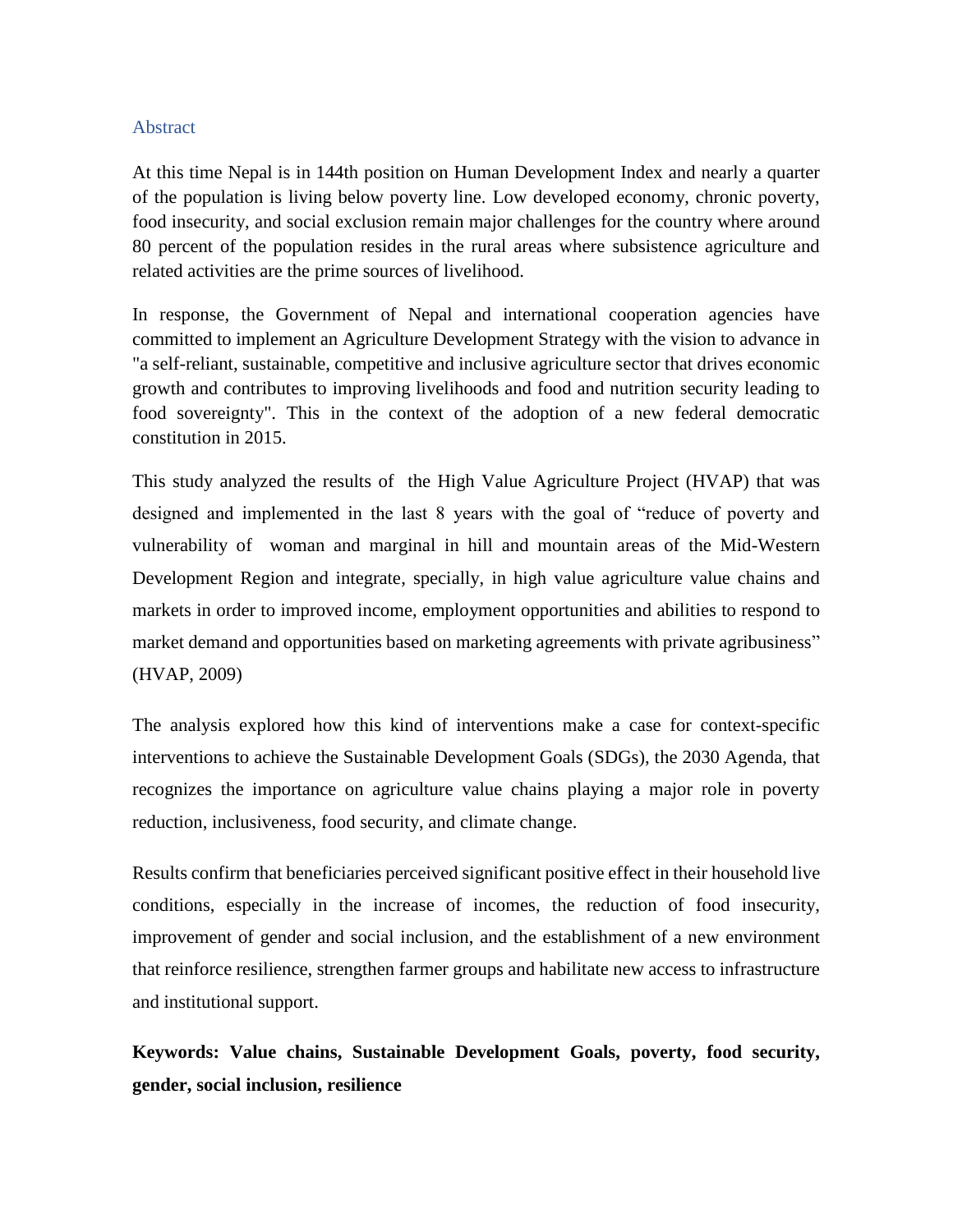## Abstract

At this time Nepal is in 144th position on Human Development Index and nearly a quarter of the population is living below poverty line. Low developed economy, chronic poverty, food insecurity, and social exclusion remain major challenges for the country where around 80 percent of the population resides in the rural areas where subsistence agriculture and related activities are the prime sources of livelihood.

In response, the Government of Nepal and international cooperation agencies have committed to implement an Agriculture Development Strategy with the vision to advance in "a self-reliant, sustainable, competitive and inclusive agriculture sector that drives economic growth and contributes to improving livelihoods and food and nutrition security leading to food sovereignty". This in the context of the adoption of a new federal democratic constitution in 2015.

This study analyzed the results of the High Value Agriculture Project (HVAP) that was designed and implemented in the last 8 years with the goal of "reduce of poverty and vulnerability of woman and marginal in hill and mountain areas of the Mid-Western Development Region and integrate, specially, in high value agriculture value chains and markets in order to improved income, employment opportunities and abilities to respond to market demand and opportunities based on marketing agreements with private agribusiness" (HVAP, 2009)

The analysis explored how this kind of interventions make a case for context-specific interventions to achieve the Sustainable Development Goals (SDGs), the 2030 Agenda, that recognizes the importance on agriculture value chains playing a major role in poverty reduction, inclusiveness, food security, and climate change.

Results confirm that beneficiaries perceived significant positive effect in their household live conditions, especially in the increase of incomes, the reduction of food insecurity, improvement of gender and social inclusion, and the establishment of a new environment that reinforce resilience, strengthen farmer groups and habilitate new access to infrastructure and institutional support.

**Keywords: Value chains, Sustainable Development Goals, poverty, food security, gender, social inclusion, resilience**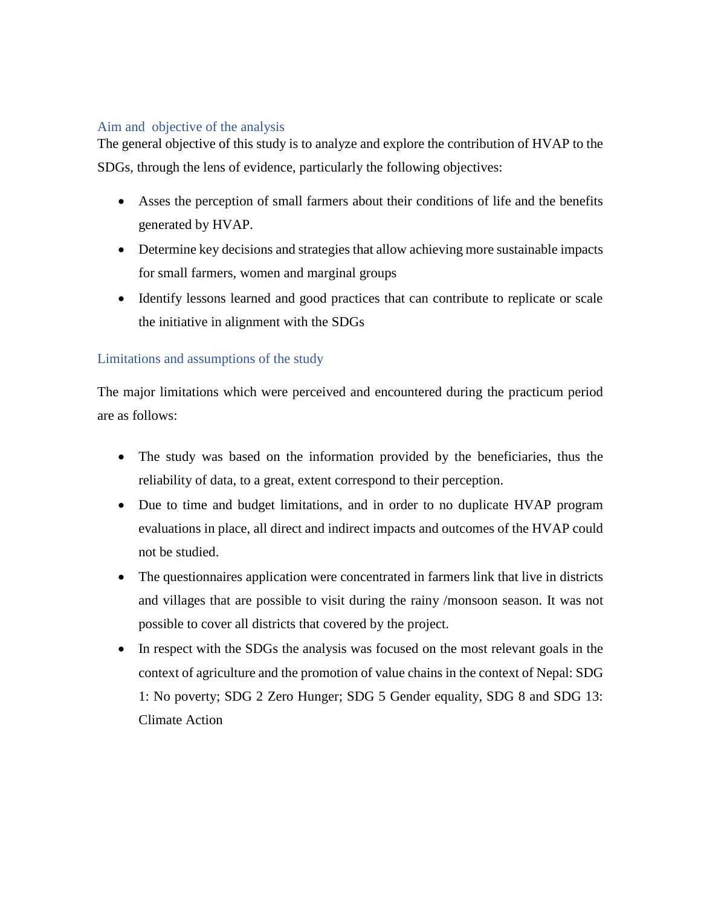## Aim and objective of the analysis

The general objective of this study is to analyze and explore the contribution of HVAP to the SDGs, through the lens of evidence, particularly the following objectives:

- Asses the perception of small farmers about their conditions of life and the benefits generated by HVAP.
- Determine key decisions and strategies that allow achieving more sustainable impacts for small farmers, women and marginal groups
- Identify lessons learned and good practices that can contribute to replicate or scale the initiative in alignment with the SDGs

## Limitations and assumptions of the study

The major limitations which were perceived and encountered during the practicum period are as follows:

- The study was based on the information provided by the beneficiaries, thus the reliability of data, to a great, extent correspond to their perception.
- Due to time and budget limitations, and in order to no duplicate HVAP program evaluations in place, all direct and indirect impacts and outcomes of the HVAP could not be studied.
- The questionnaires application were concentrated in farmers link that live in districts and villages that are possible to visit during the rainy /monsoon season. It was not possible to cover all districts that covered by the project.
- In respect with the SDGs the analysis was focused on the most relevant goals in the context of agriculture and the promotion of value chains in the context of Nepal: SDG 1: No poverty; SDG 2 Zero Hunger; SDG 5 Gender equality, SDG 8 and SDG 13: Climate Action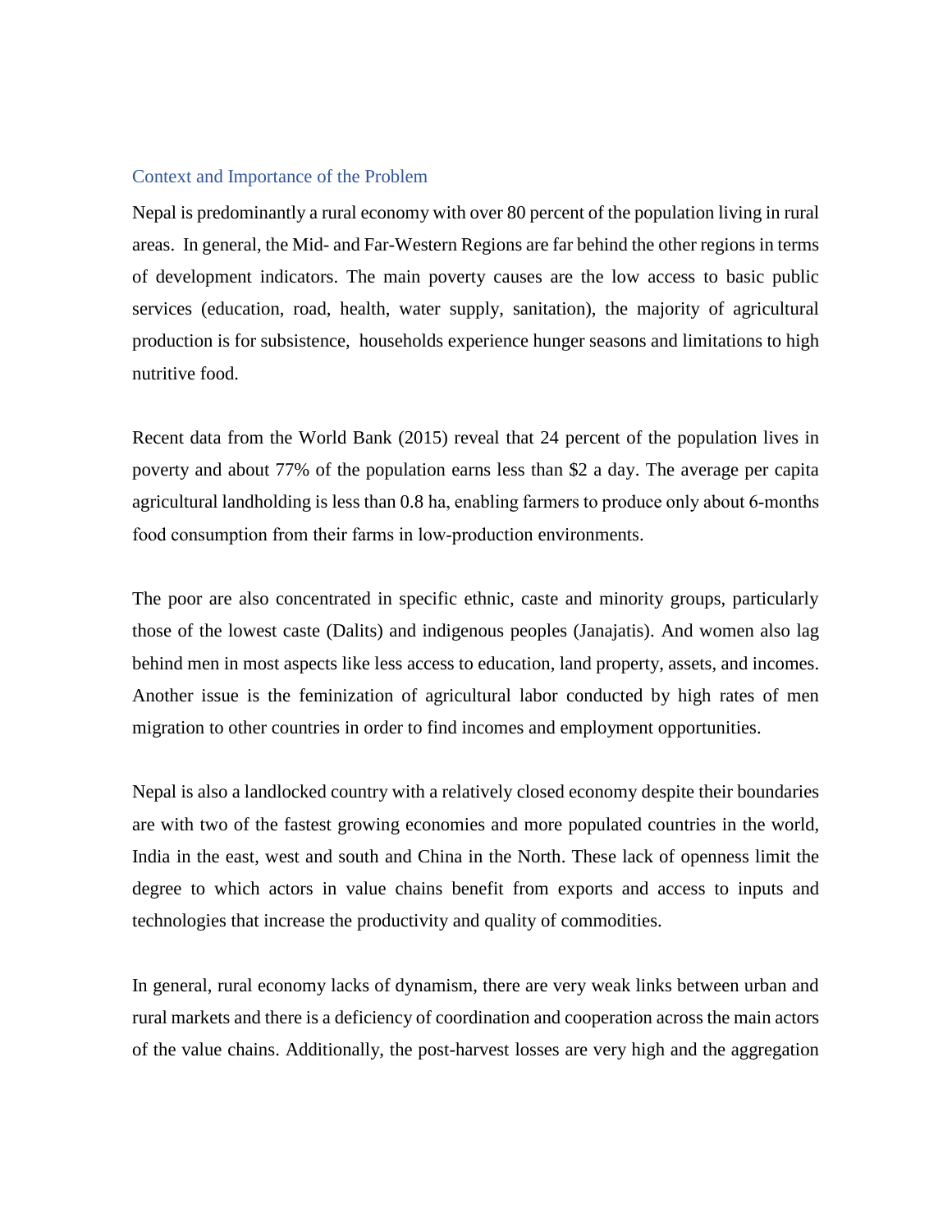## Context and Importance of the Problem

Nepal is predominantly a rural economy with over 80 percent of the population living in rural areas. In general, the Mid- and Far-Western Regions are far behind the other regions in terms of development indicators. The main poverty causes are the low access to basic public services (education, road, health, water supply, sanitation), the majority of agricultural production is for subsistence, households experience hunger seasons and limitations to high nutritive food.

Recent data from the World Bank (2015) reveal that 24 percent of the population lives in poverty and about 77% of the population earns less than $2 a day. The average per capita agricultural landholding is less than 0.8 ha, enabling farmers to produce only about 6-months food consumption from their farms in low-production environments.

The poor are also concentrated in specific ethnic, caste and minority groups, particularly those of the lowest caste (Dalits) and indigenous peoples (Janajatis). And women also lag behind men in most aspects like less access to education, land property, assets, and incomes. Another issue is the feminization of agricultural labor conducted by high rates of men migration to other countries in order to find incomes and employment opportunities.

Nepal is also a landlocked country with a relatively closed economy despite their boundaries are with two of the fastest growing economies and more populated countries in the world, India in the east, west and south and China in the North. These lack of openness limit the degree to which actors in value chains benefit from exports and access to inputs and technologies that increase the productivity and quality of commodities.

In general, rural economy lacks of dynamism, there are very weak links between urban and rural markets and there is a deficiency of coordination and cooperation across the main actors of the value chains. Additionally, the post-harvest losses are very high and the aggregation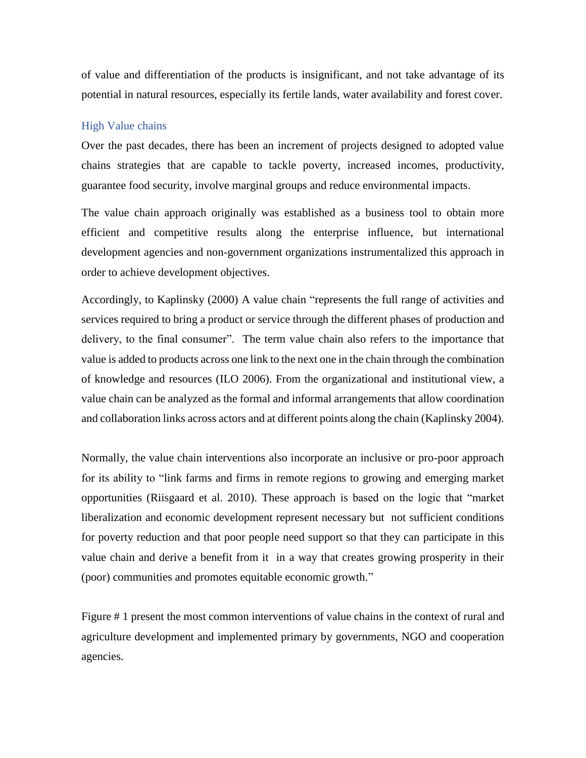of value and differentiation of the products is insignificant, and not take advantage of its potential in natural resources, especially its fertile lands, water availability and forest cover.

## High Value chains

Over the past decades, there has been an increment of projects designed to adopted value chains strategies that are capable to tackle poverty, increased incomes, productivity, guarantee food security, involve marginal groups and reduce environmental impacts.

The value chain approach originally was established as a business tool to obtain more efficient and competitive results along the enterprise influence, but international development agencies and non-government organizations instrumentalized this approach in order to achieve development objectives.

Accordingly, to Kaplinsky (2000) A value chain "represents the full range of activities and services required to bring a product or service through the different phases of production and delivery, to the final consumer". The term value chain also refers to the importance that value is added to products across one link to the next one in the chain through the combination of knowledge and resources (ILO 2006). From the organizational and institutional view, a value chain can be analyzed as the formal and informal arrangements that allow coordination and collaboration links across actors and at different points along the chain (Kaplinsky 2004).

Normally, the value chain interventions also incorporate an inclusive or pro-poor approach for its ability to "link farms and firms in remote regions to growing and emerging market opportunities (Riisgaard et al. 2010). These approach is based on the logic that "market liberalization and economic development represent necessary but not sufficient conditions for poverty reduction and that poor people need support so that they can participate in this value chain and derive a benefit from it in a way that creates growing prosperity in their (poor) communities and promotes equitable economic growth."

Figure # 1 present the most common interventions of value chains in the context of rural and agriculture development and implemented primary by governments, NGO and cooperation agencies.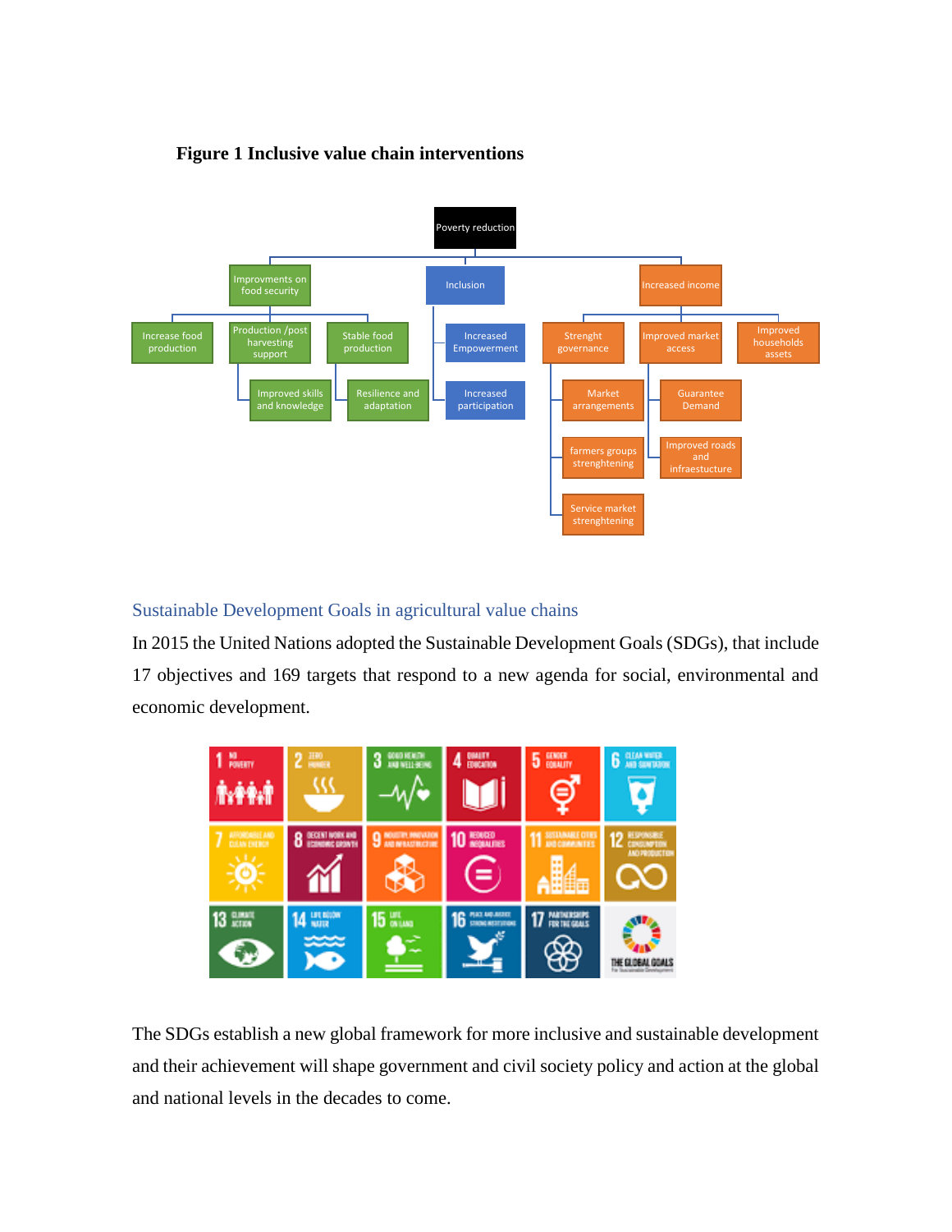**Figure 1 Inclusive value chain interventions**

## Sustainable Development Goals in agricultural value chains

In 2015 the United Nations adopted the Sustainable Development Goals (SDGs), that include 17 objectives and 169 targets that respond to a new agenda for social, environmental and economic development.

The SDGs establish a new global framework for more inclusive and sustainable development and their achievement will shape government and civil society policy and action at the global and national levels in the decades to come.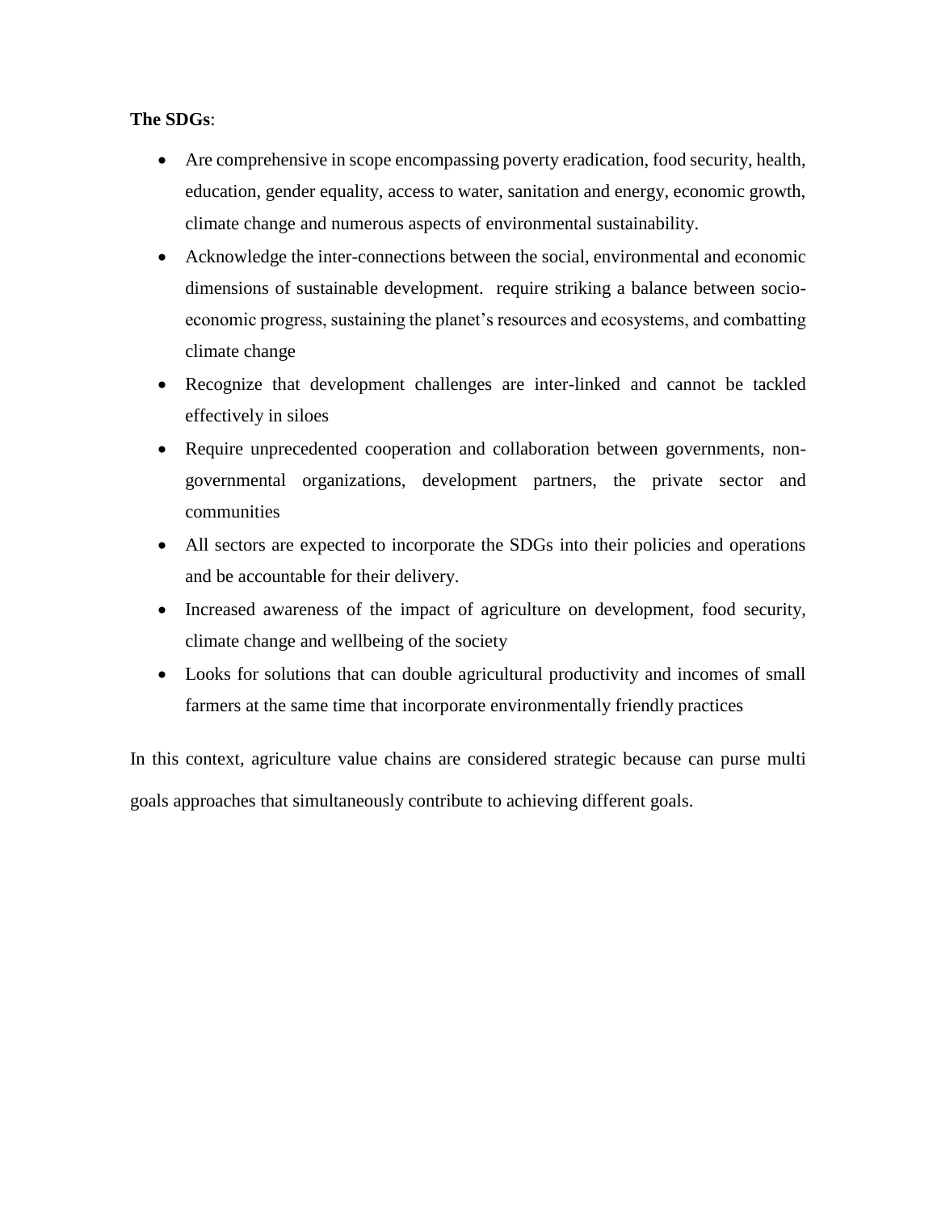**The SDGs**:

- Are comprehensive in scope encompassing poverty eradication, food security, health, education, gender equality, access to water, sanitation and energy, economic growth, climate change and numerous aspects of environmental sustainability.
- Acknowledge the inter-connections between the social, environmental and economic dimensions of sustainable development. require striking a balance between socio-economic progress, sustaining the planet's resources and ecosystems, and combatting climate change
- Recognize that development challenges are inter-linked and cannot be tackled effectively in siloes
- Require unprecedented cooperation and collaboration between governments, non-governmental organizations, development partners, the private sector and communities
- All sectors are expected to incorporate the SDGs into their policies and operations and be accountable for their delivery.
- Increased awareness of the impact of agriculture on development, food security, climate change and wellbeing of the society
- Looks for solutions that can double agricultural productivity and incomes of small farmers at the same time that incorporate environmentally friendly practices

In this context, agriculture value chains are considered strategic because can purse multi goals approaches that simultaneously contribute to achieving different goals.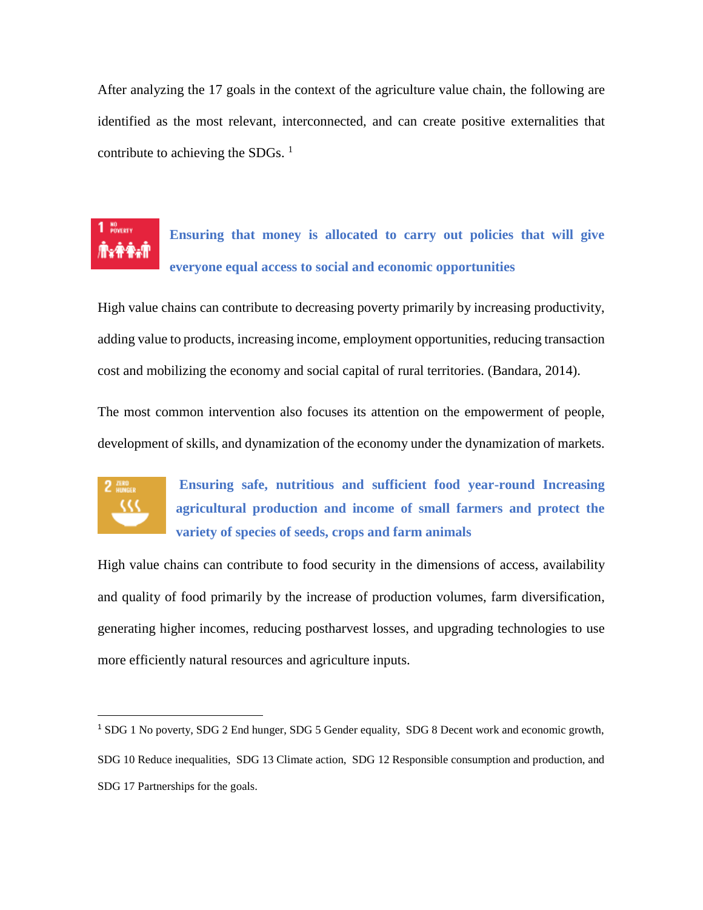After analyzing the 17 goals in the context of the agriculture value chain, the following are identified as the most relevant, interconnected, and can create positive externalities that contribute to achieving the SDGs. [1]

**Ensuring that money is allocated to carry out policies that will give everyone equal access to social and economic opportunities**

High value chains can contribute to decreasing poverty primarily by increasing productivity, adding value to products, increasing income, employment opportunities, reducing transaction cost and mobilizing the economy and social capital of rural territories. (Bandara, 2014).

The most common intervention also focuses its attention on the empowerment of people, development of skills, and dynamization of the economy under the dynamization of markets.

**Ensuring safe, nutritious and sufficient food year-round Increasing agricultural production and income of small farmers and protect the variety of species of seeds, crops and farm animals**

High value chains can contribute to food security in the dimensions of access, availability and quality of food primarily by the increase of production volumes, farm diversification, generating higher incomes, reducing postharvest losses, and upgrading technologies to use more efficiently natural resources and agriculture inputs.

---

[1] SDG 1 No poverty, SDG 2 End hunger, SDG 5 Gender equality, SDG 8 Decent work and economic growth, SDG 10 Reduce inequalities, SDG 13 Climate action, SDG 12 Responsible consumption and production, and SDG 17 Partnerships for the goals.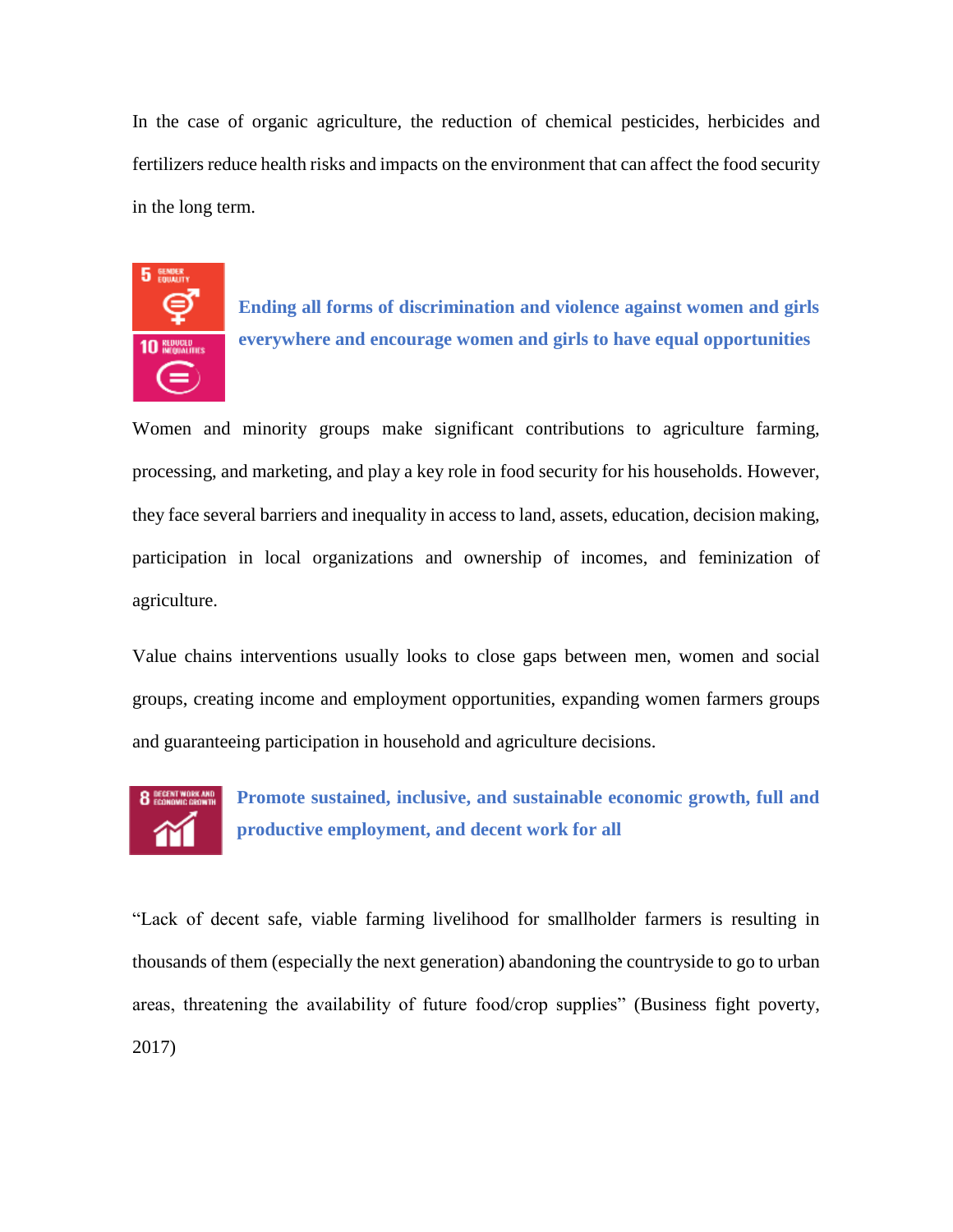In the case of organic agriculture, the reduction of chemical pesticides, herbicides and fertilizers reduce health risks and impacts on the environment that can affect the food security in the long term.

### Ending all forms of discrimination and violence against women and girls everywhere and encourage women and girls to have equal opportunities

Women and minority groups make significant contributions to agriculture farming, processing, and marketing, and play a key role in food security for his households. However, they face several barriers and inequality in access to land, assets, education, decision making, participation in local organizations and ownership of incomes, and feminization of agriculture.

Value chains interventions usually looks to close gaps between men, women and social groups, creating income and employment opportunities, expanding women farmers groups and guaranteeing participation in household and agriculture decisions.

### Promote sustained, inclusive, and sustainable economic growth, full and productive employment, and decent work for all

"Lack of decent safe, viable farming livelihood for smallholder farmers is resulting in thousands of them (especially the next generation) abandoning the countryside to go to urban areas, threatening the availability of future food/crop supplies" (Business fight poverty, 2017)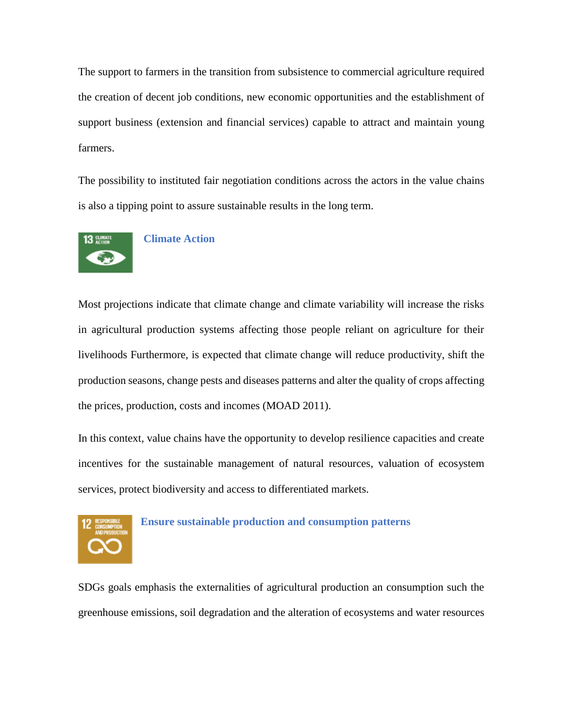The support to farmers in the transition from subsistence to commercial agriculture required the creation of decent job conditions, new economic opportunities and the establishment of support business (extension and financial services) capable to attract and maintain young farmers.

The possibility to instituted fair negotiation conditions across the actors in the value chains is also a tipping point to assure sustainable results in the long term.

### Climate Action

Most projections indicate that climate change and climate variability will increase the risks in agricultural production systems affecting those people reliant on agriculture for their livelihoods Furthermore, is expected that climate change will reduce productivity, shift the production seasons, change pests and diseases patterns and alter the quality of crops affecting the prices, production, costs and incomes (MOAD 2011).

In this context, value chains have the opportunity to develop resilience capacities and create incentives for the sustainable management of natural resources, valuation of ecosystem services, protect biodiversity and access to differentiated markets.

### Ensure sustainable production and consumption patterns

SDGs goals emphasis the externalities of agricultural production an consumption such the greenhouse emissions, soil degradation and the alteration of ecosystems and water resources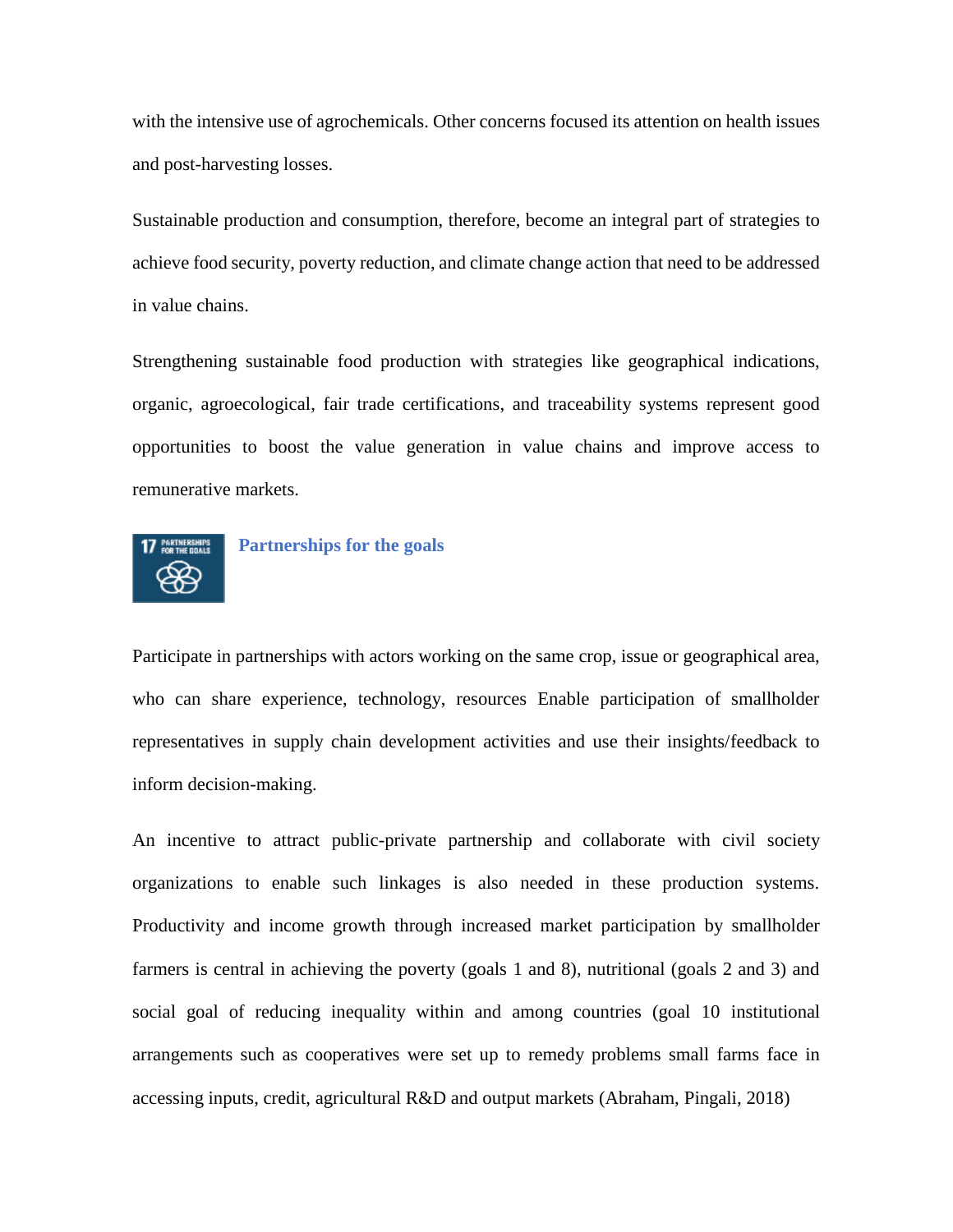with the intensive use of agrochemicals. Other concerns focused its attention on health issues and post-harvesting losses.

Sustainable production and consumption, therefore, become an integral part of strategies to achieve food security, poverty reduction, and climate change action that need to be addressed in value chains.

Strengthening sustainable food production with strategies like geographical indications, organic, agroecological, fair trade certifications, and traceability systems represent good opportunities to boost the value generation in value chains and improve access to remunerative markets.

## Partnerships for the goals

Participate in partnerships with actors working on the same crop, issue or geographical area, who can share experience, technology, resources Enable participation of smallholder representatives in supply chain development activities and use their insights/feedback to inform decision-making.

An incentive to attract public-private partnership and collaborate with civil society organizations to enable such linkages is also needed in these production systems. Productivity and income growth through increased market participation by smallholder farmers is central in achieving the poverty (goals 1 and 8), nutritional (goals 2 and 3) and social goal of reducing inequality within and among countries (goal 10 institutional arrangements such as cooperatives were set up to remedy problems small farms face in accessing inputs, credit, agricultural R&D and output markets (Abraham, Pingali, 2018)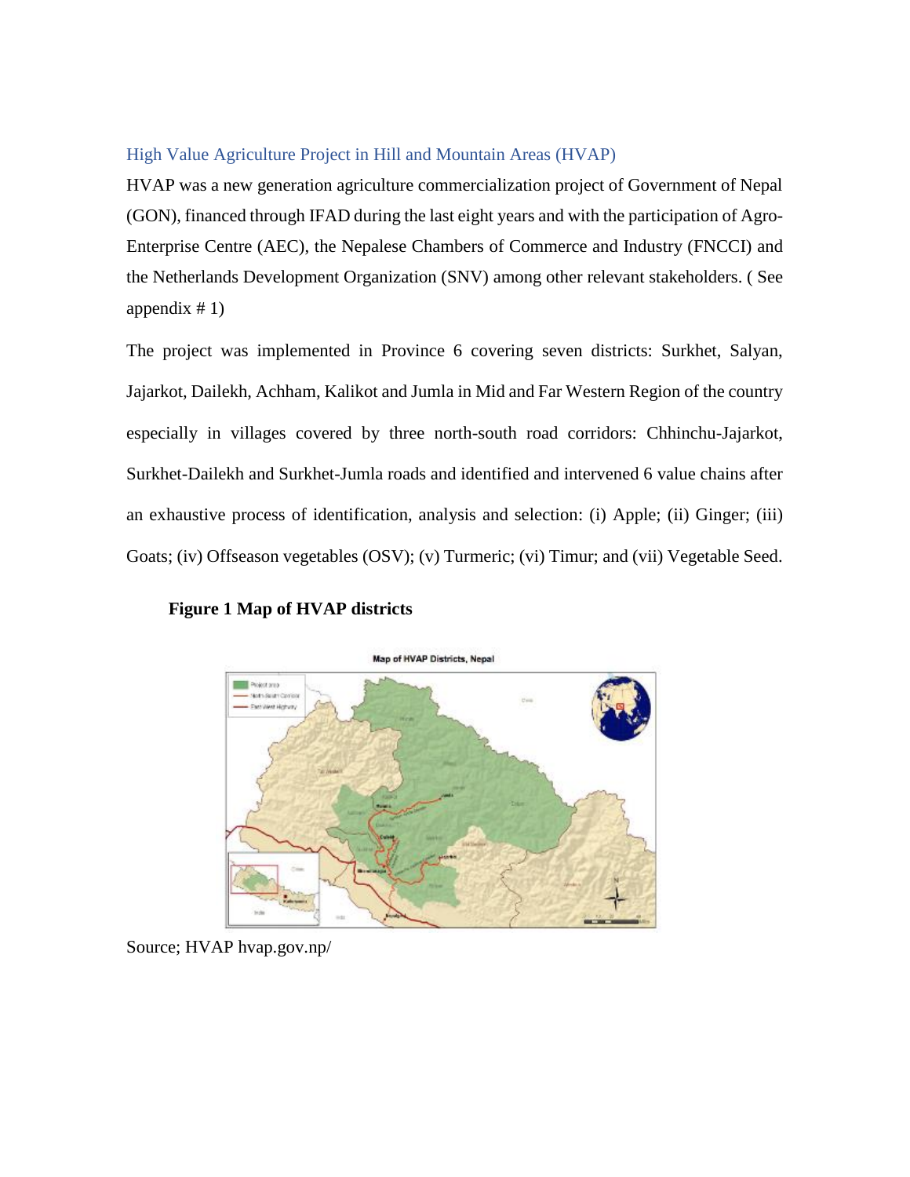## High Value Agriculture Project in Hill and Mountain Areas (HVAP)

HVAP was a new generation agriculture commercialization project of Government of Nepal (GON), financed through IFAD during the last eight years and with the participation of Agro-Enterprise Centre (AEC), the Nepalese Chambers of Commerce and Industry (FNCCI) and the Netherlands Development Organization (SNV) among other relevant stakeholders. ( See appendix # 1)

The project was implemented in Province 6 covering seven districts: Surkhet, Salyan, Jajarkot, Dailekh, Achham, Kalikot and Jumla in Mid and Far Western Region of the country especially in villages covered by three north-south road corridors: Chhinchu-Jajarkot, Surkhet-Dailekh and Surkhet-Jumla roads and identified and intervened 6 value chains after an exhaustive process of identification, analysis and selection: (i) Apple; (ii) Ginger; (iii) Goats; (iv) Offseason vegetables (OSV); (v) Turmeric; (vi) Timur; and (vii) Vegetable Seed.

**Figure 1 Map of HVAP districts**

Source; HVAP hvap.gov.np/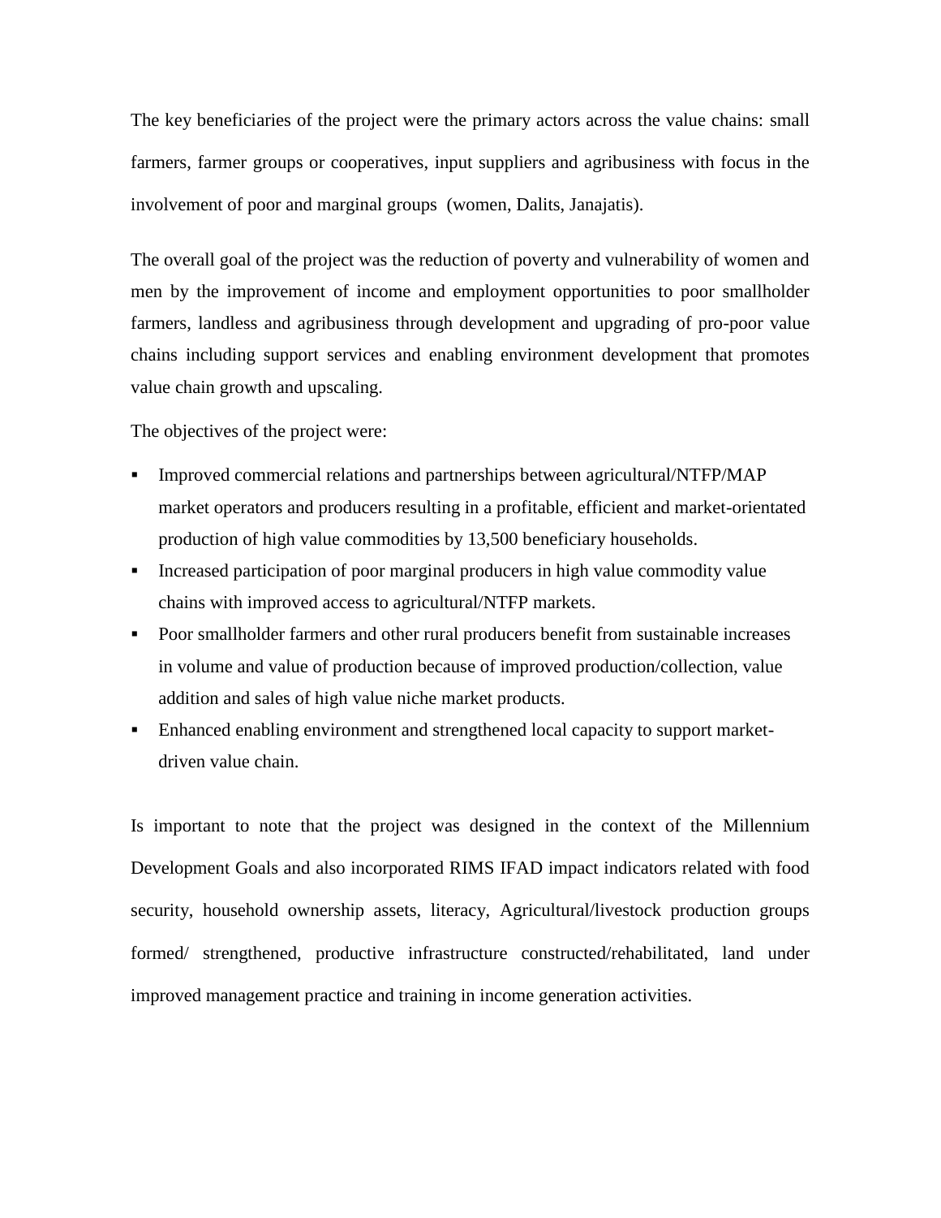The key beneficiaries of the project were the primary actors across the value chains: small farmers, farmer groups or cooperatives, input suppliers and agribusiness with focus in the involvement of poor and marginal groups  (women, Dalits, Janajatis).

The overall goal of the project was the reduction of poverty and vulnerability of women and men by the improvement of income and employment opportunities to poor smallholder farmers, landless and agribusiness through development and upgrading of pro-poor value chains including support services and enabling environment development that promotes value chain growth and upscaling.

The objectives of the project were:

- Improved commercial relations and partnerships between agricultural/NTFP/MAP market operators and producers resulting in a profitable, efficient and market-orientated production of high value commodities by 13,500 beneficiary households.
- Increased participation of poor marginal producers in high value commodity value chains with improved access to agricultural/NTFP markets.
- Poor smallholder farmers and other rural producers benefit from sustainable increases in volume and value of production because of improved production/collection, value addition and sales of high value niche market products.
- Enhanced enabling environment and strengthened local capacity to support market-driven value chain.

Is important to note that the project was designed in the context of the Millennium Development Goals and also incorporated RIMS IFAD impact indicators related with food security, household ownership assets, literacy, Agricultural/livestock production groups formed/ strengthened, productive infrastructure constructed/rehabilitated, land under improved management practice and training in income generation activities.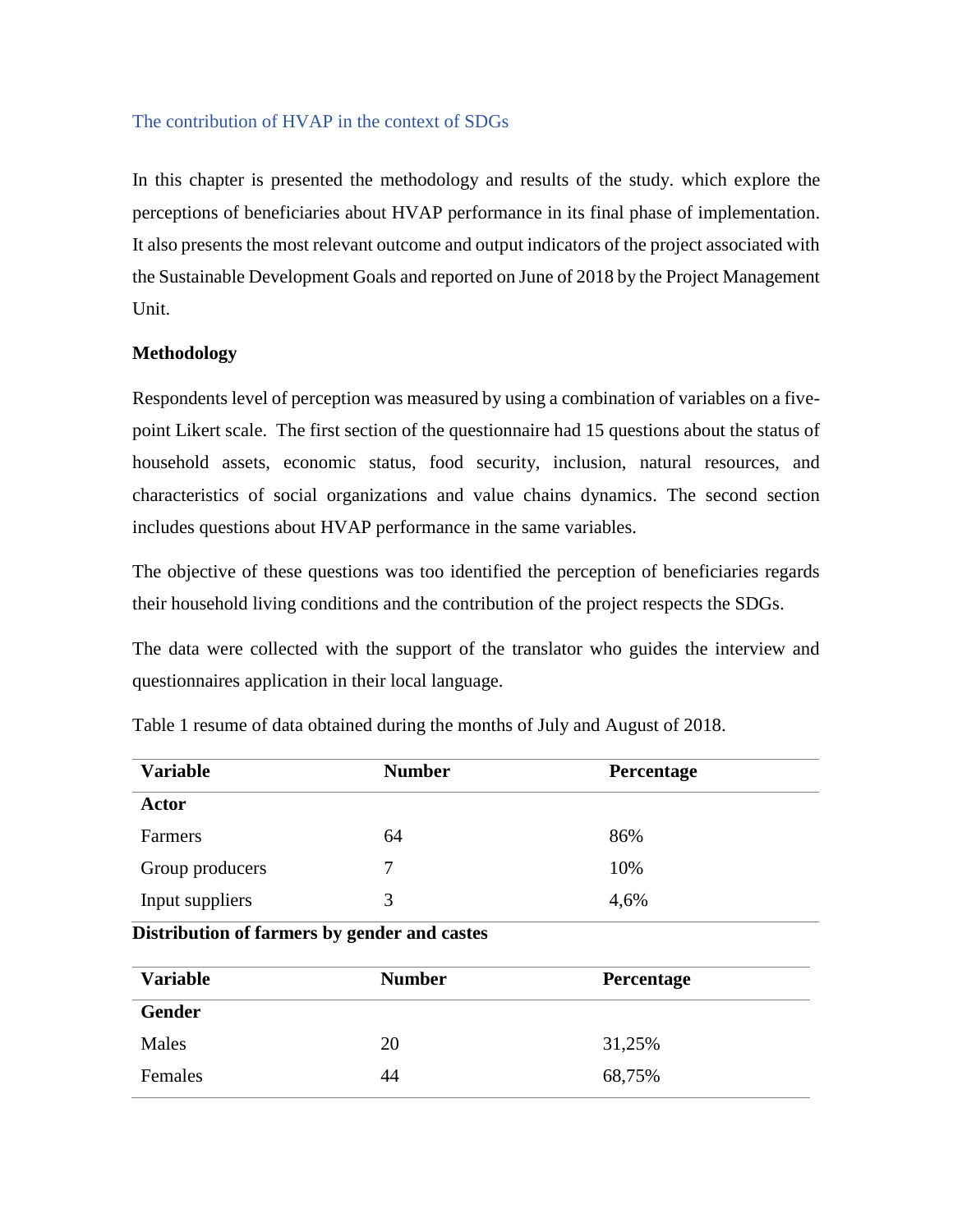## The contribution of HVAP in the context of SDGs

In this chapter is presented the methodology and results of the study. which explore the perceptions of beneficiaries about HVAP performance in its final phase of implementation. It also presents the most relevant outcome and output indicators of the project associated with the Sustainable Development Goals and reported on June of 2018 by the Project Management Unit.

**Methodology**

Respondents level of perception was measured by using a combination of variables on a five-point Likert scale. The first section of the questionnaire had 15 questions about the status of household assets, economic status, food security, inclusion, natural resources, and characteristics of social organizations and value chains dynamics. The second section includes questions about HVAP performance in the same variables.

The objective of these questions was too identified the perception of beneficiaries regards their household living conditions and the contribution of the project respects the SDGs.

The data were collected with the support of the translator who guides the interview and questionnaires application in their local language.

Table 1 resume of data obtained during the months of July and August of 2018.

| Variable | Number | Percentage |
|---|---|---|
| **Actor** | | |
| Farmers | 64 | 86% |
| Group producers | 7 | 10% |
| Input suppliers | 3 | 4,6% |

**Distribution of farmers by gender and castes**

| Variable | Number | Percentage |
|---|---|---|
| **Gender** | | |
| Males | 20 | 31,25% |
| Females | 44 | 68,75% |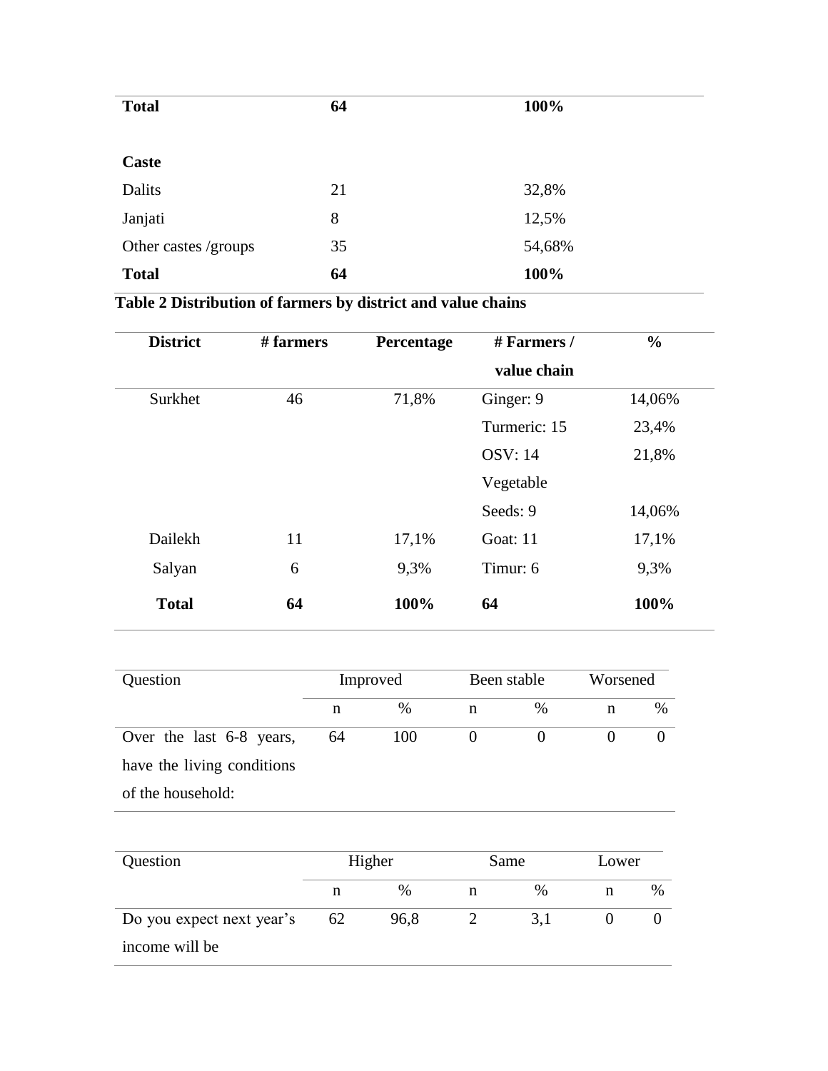| | | |
|---|---|---|
| **Total** | **64** | **100%** |
| | | |
| **Caste** | | |
| Dalits | 21 | 32,8% |
| Janjati | 8 | 12,5% |
| Other castes /groups | 35 | 54,68% |
| **Total** | **64** | **100%** |

**Table 2 Distribution of farmers by district and value chains**

| District | # farmers | Percentage | # Farmers / value chain | % |
|---|---|---|---|---|
| Surkhet | 46 | 71,8% | Ginger: 9 | 14,06% |
| | | | Turmeric: 15 | 23,4% |
| | | | OSV: 14 | 21,8% |
| | | | Vegetable Seeds: 9 | 14,06% |
| Dailekh | 11 | 17,1% | Goat: 11 | 17,1% |
| Salyan | 6 | 9,3% | Timur: 6 | 9,3% |
| **Total** | **64** | **100%** | **64** | **100%** |

| Question | Improved | | Been stable | | Worsened | |
|---|---|---|---|---|---|---|
| | n | % | n | % | n | % |
| Over the last 6-8 years, have the living conditions of the household: | 64 | 100 | 0 | 0 | 0 | 0 |

| Question | Higher | | Same | | Lower | |
|---|---|---|---|---|---|---|
| | n | % | n | % | n | % |
| Do you expect next year's income will be | 62 | 96,8 | 2 | 3,1 | 0 | 0 |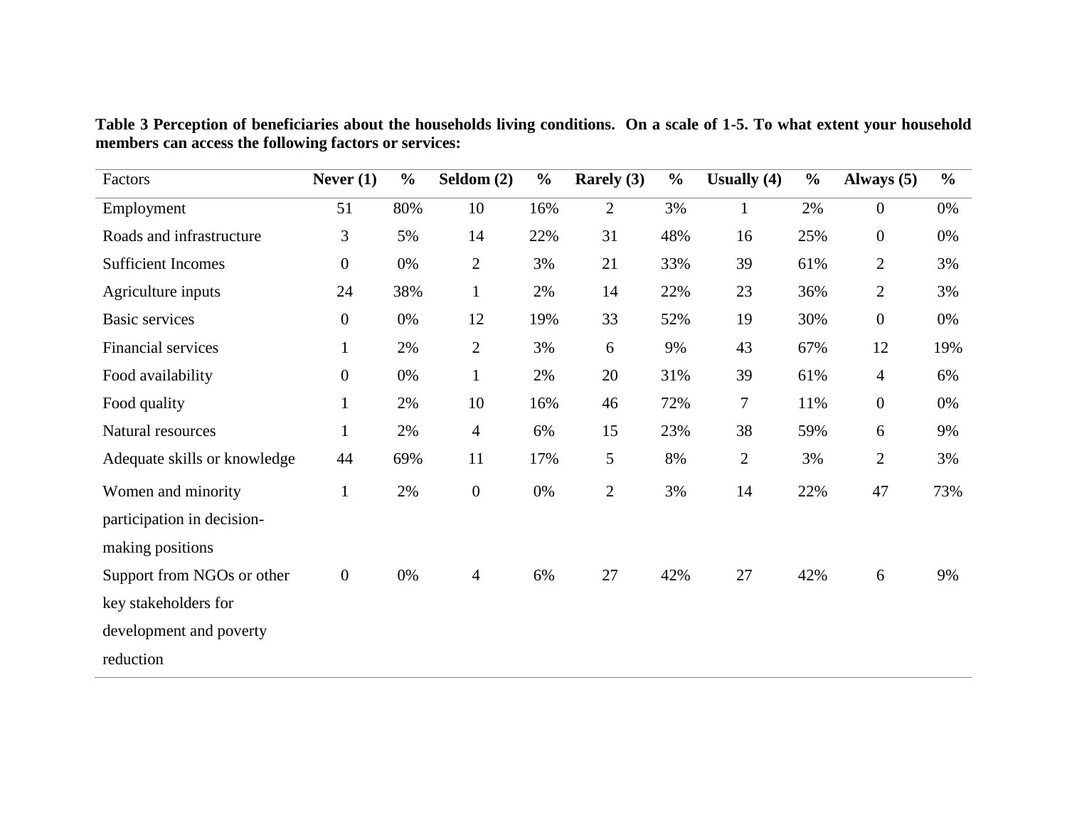**Table 3 Perception of beneficiaries about the households living conditions. On a scale of 1-5. To what extent your household members can access the following factors or services:**

| Factors | Never (1) | % | Seldom (2) | % | Rarely (3) | % | Usually (4) | % | Always (5) | % |
|---|---|---|---|---|---|---|---|---|---|---|
| Employment | 51 | 80% | 10 | 16% | 2 | 3% | 1 | 2% | 0 | 0% |
| Roads and infrastructure | 3 | 5% | 14 | 22% | 31 | 48% | 16 | 25% | 0 | 0% |
| Sufficient Incomes | 0 | 0% | 2 | 3% | 21 | 33% | 39 | 61% | 2 | 3% |
| Agriculture inputs | 24 | 38% | 1 | 2% | 14 | 22% | 23 | 36% | 2 | 3% |
| Basic services | 0 | 0% | 12 | 19% | 33 | 52% | 19 | 30% | 0 | 0% |
| Financial services | 1 | 2% | 2 | 3% | 6 | 9% | 43 | 67% | 12 | 19% |
| Food availability | 0 | 0% | 1 | 2% | 20 | 31% | 39 | 61% | 4 | 6% |
| Food quality | 1 | 2% | 10 | 16% | 46 | 72% | 7 | 11% | 0 | 0% |
| Natural resources | 1 | 2% | 4 | 6% | 15 | 23% | 38 | 59% | 6 | 9% |
| Adequate skills or knowledge | 44 | 69% | 11 | 17% | 5 | 8% | 2 | 3% | 2 | 3% |
| Women and minority participation in decision-making positions | 1 | 2% | 0 | 0% | 2 | 3% | 14 | 22% | 47 | 73% |
| Support from NGOs or other key stakeholders for development and poverty reduction | 0 | 0% | 4 | 6% | 27 | 42% | 27 | 42% | 6 | 9% |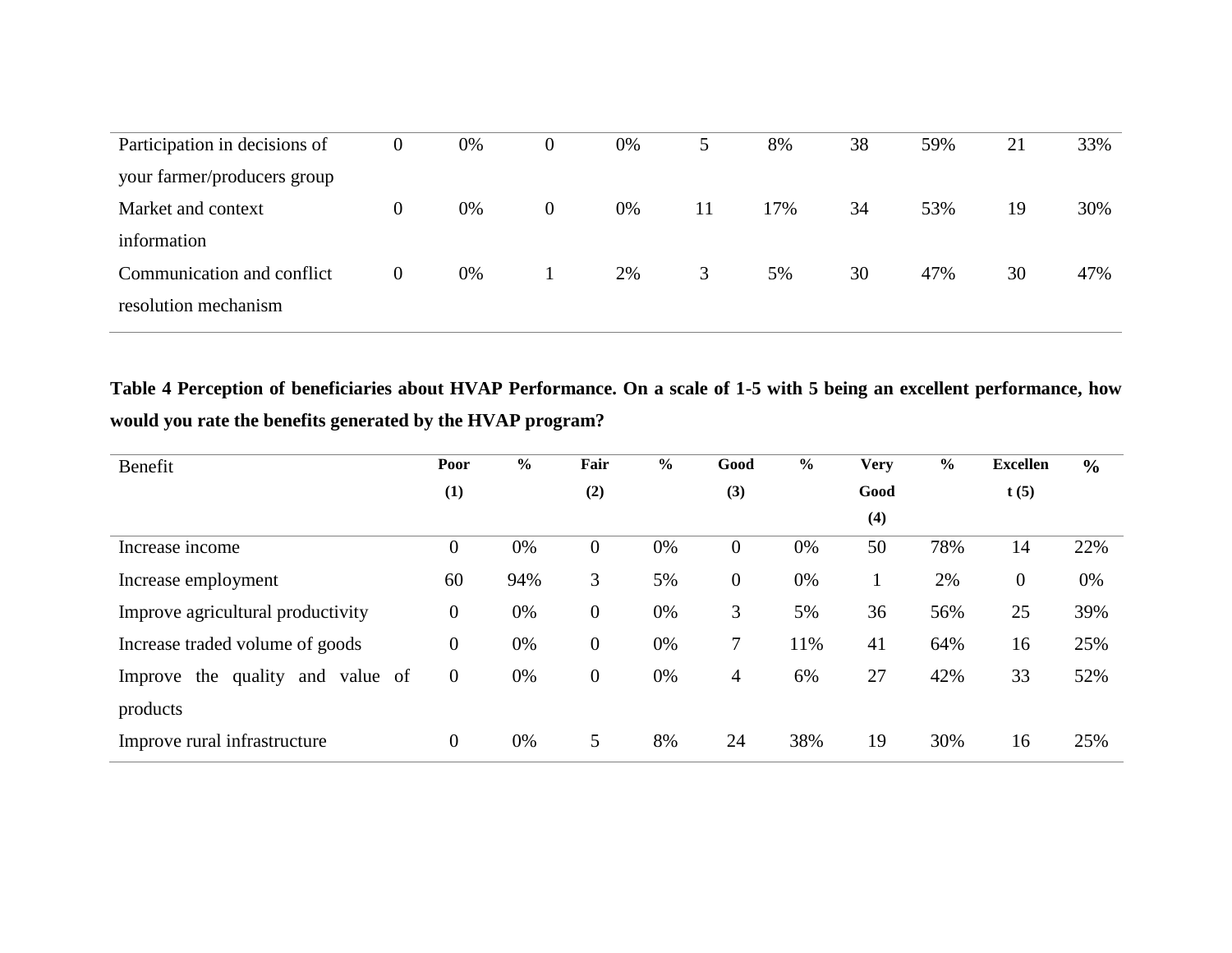| | | | | | | | | | | |
|---|---|---|---|---|---|---|---|---|---|---|
| Participation in decisions of your farmer/producers group | 0 | 0% | 0 | 0% | 5 | 8% | 38 | 59% | 21 | 33% |
| Market and context information | 0 | 0% | 0 | 0% | 11 | 17% | 34 | 53% | 19 | 30% |
| Communication and conflict resolution mechanism | 0 | 0% | 1 | 2% | 3 | 5% | 30 | 47% | 30 | 47% |

**Table 4 Perception of beneficiaries about HVAP Performance. On a scale of 1-5 with 5 being an excellent performance, how would you rate the benefits generated by the HVAP program?**

| Benefit | Poor (1) | % | Fair (2) | % | Good (3) | % | Very Good (4) | % | Excellent (5) | % |
|---|---|---|---|---|---|---|---|---|---|---|
| Increase income | 0 | 0% | 0 | 0% | 0 | 0% | 50 | 78% | 14 | 22% |
| Increase employment | 60 | 94% | 3 | 5% | 0 | 0% | 1 | 2% | 0 | 0% |
| Improve agricultural productivity | 0 | 0% | 0 | 0% | 3 | 5% | 36 | 56% | 25 | 39% |
| Increase traded volume of goods | 0 | 0% | 0 | 0% | 7 | 11% | 41 | 64% | 16 | 25% |
| Improve the quality and value of products | 0 | 0% | 0 | 0% | 4 | 6% | 27 | 42% | 33 | 52% |
| Improve rural infrastructure | 0 | 0% | 5 | 8% | 24 | 38% | 19 | 30% | 16 | 25% |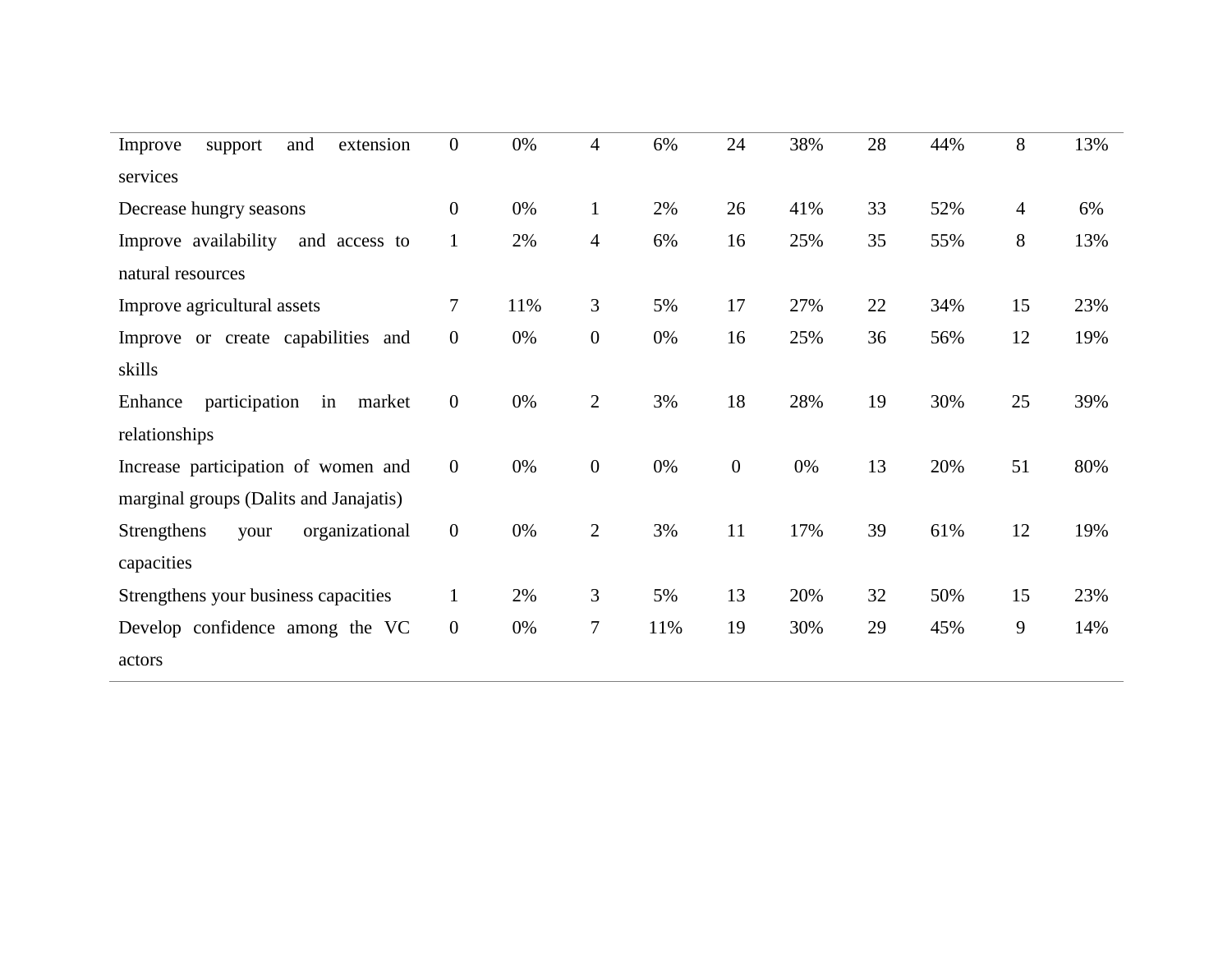| | | | | | | | | | | |
|---|---|---|---|---|---|---|---|---|---|---|
| Improve support and extension services | 0 | 0% | 4 | 6% | 24 | 38% | 28 | 44% | 8 | 13% |
| Decrease hungry seasons | 0 | 0% | 1 | 2% | 26 | 41% | 33 | 52% | 4 | 6% |
| Improve availability and access to natural resources | 1 | 2% | 4 | 6% | 16 | 25% | 35 | 55% | 8 | 13% |
| Improve agricultural assets | 7 | 11% | 3 | 5% | 17 | 27% | 22 | 34% | 15 | 23% |
| Improve or create capabilities and skills | 0 | 0% | 0 | 0% | 16 | 25% | 36 | 56% | 12 | 19% |
| Enhance participation in market relationships | 0 | 0% | 2 | 3% | 18 | 28% | 19 | 30% | 25 | 39% |
| Increase participation of women and marginal groups (Dalits and Janajatis) | 0 | 0% | 0 | 0% | 0 | 0% | 13 | 20% | 51 | 80% |
| Strengthens your organizational capacities | 0 | 0% | 2 | 3% | 11 | 17% | 39 | 61% | 12 | 19% |
| Strengthens your business capacities | 1 | 2% | 3 | 5% | 13 | 20% | 32 | 50% | 15 | 23% |
| Develop confidence among the VC actors | 0 | 0% | 7 | 11% | 19 | 30% | 29 | 45% | 9 | 14% |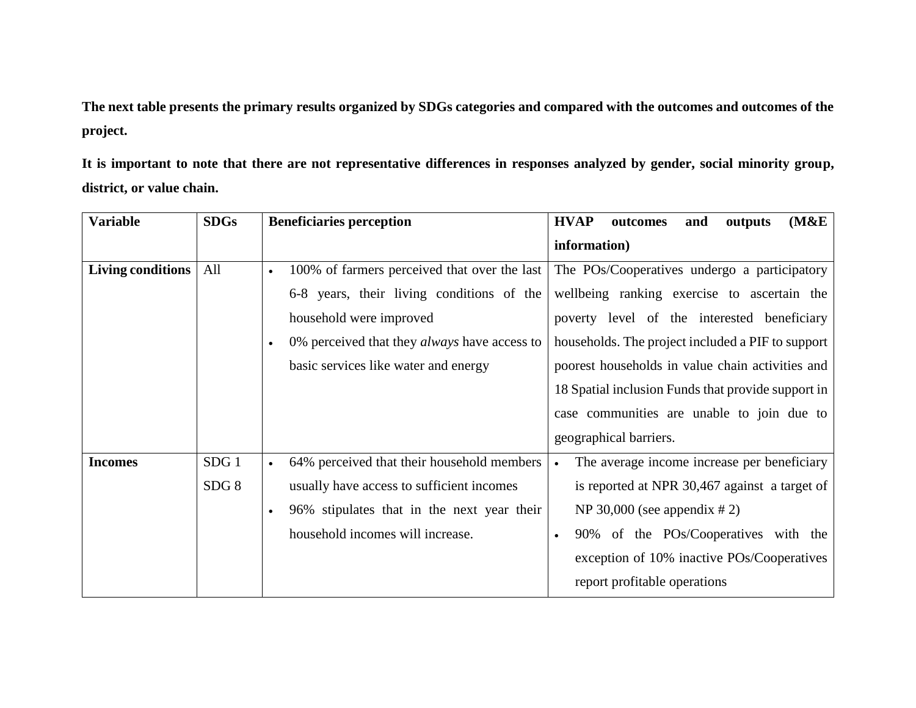**The next table presents the primary results organized by SDGs categories and compared with the outcomes and outcomes of the project.**

**It is important to note that there are not representative differences in responses analyzed by gender, social minority group, district, or value chain.**

| **Variable** | **SDGs** | **Beneficiaries perception** | **HVAP outcomes and outputs (M&E information)** |
|---|---|---|---|
| **Living conditions** | All | • 100% of farmers perceived that over the last 6-8 years, their living conditions of the household were improved<br>• 0% perceived that they *always* have access to basic services like water and energy | The POs/Cooperatives undergo a participatory wellbeing ranking exercise to ascertain the poverty level of the interested beneficiary households. The project included a PIF to support poorest households in value chain activities and 18 Spatial inclusion Funds that provide support in case communities are unable to join due to geographical barriers. |
| **Incomes** | SDG 1<br>SDG 8 | • 64% perceived that their household members usually have access to sufficient incomes<br>• 96% stipulates that in the next year their household incomes will increase. | • The average income increase per beneficiary is reported at NPR 30,467 against a target of NP 30,000 (see appendix # 2)<br>• 90% of the POs/Cooperatives with the exception of 10% inactive POs/Cooperatives report profitable operations |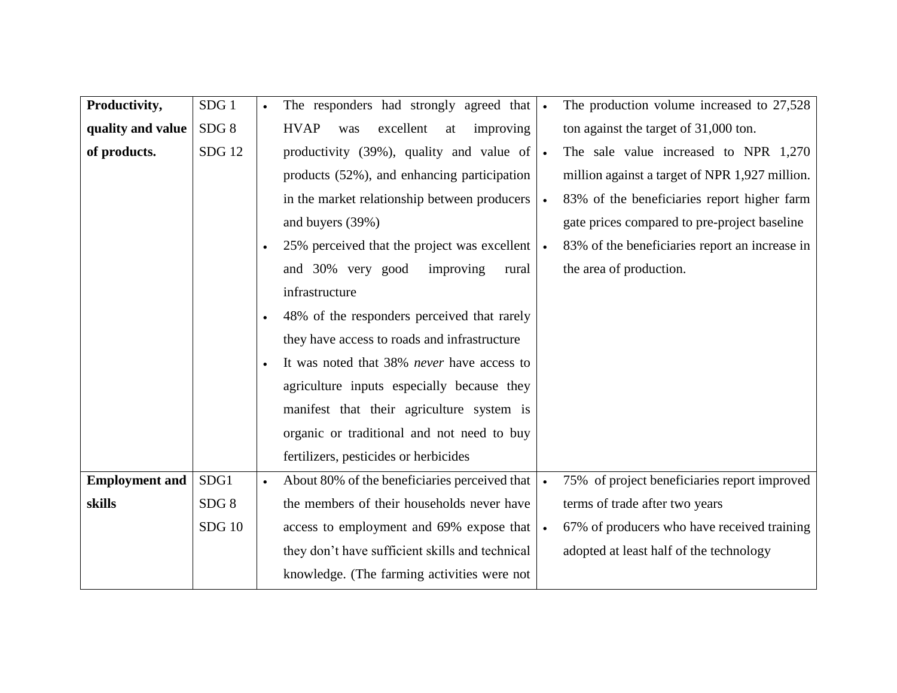| **Productivity, quality and value of products.** | SDG 1<br>SDG 8<br>SDG 12 | • The responders had strongly agreed that HVAP was excellent at improving productivity (39%), quality and value of products (52%), and enhancing participation in the market relationship between producers and buyers (39%)<br>• 25% perceived that the project was excellent and 30% very good improving rural infrastructure<br>• 48% of the responders perceived that rarely they have access to roads and infrastructure<br>• It was noted that 38% *never* have access to agriculture inputs especially because they manifest that their agriculture system is organic or traditional and not need to buy fertilizers, pesticides or herbicides | • The production volume increased to 27,528 ton against the target of 31,000 ton.<br>• The sale value increased to NPR 1,270 million against a target of NPR 1,927 million.<br>• 83% of the beneficiaries report higher farm gate prices compared to pre-project baseline<br>• 83% of the beneficiaries report an increase in the area of production. |
|---|---|---|---|
| **Employment and skills** | SDG1<br>SDG 8<br>SDG 10 | • About 80% of the beneficiaries perceived that the members of their households never have access to employment and 69% expose that they don't have sufficient skills and technical knowledge. (The farming activities were not | • 75% of project beneficiaries report improved terms of trade after two years<br>• 67% of producers who have received training adopted at least half of the technology |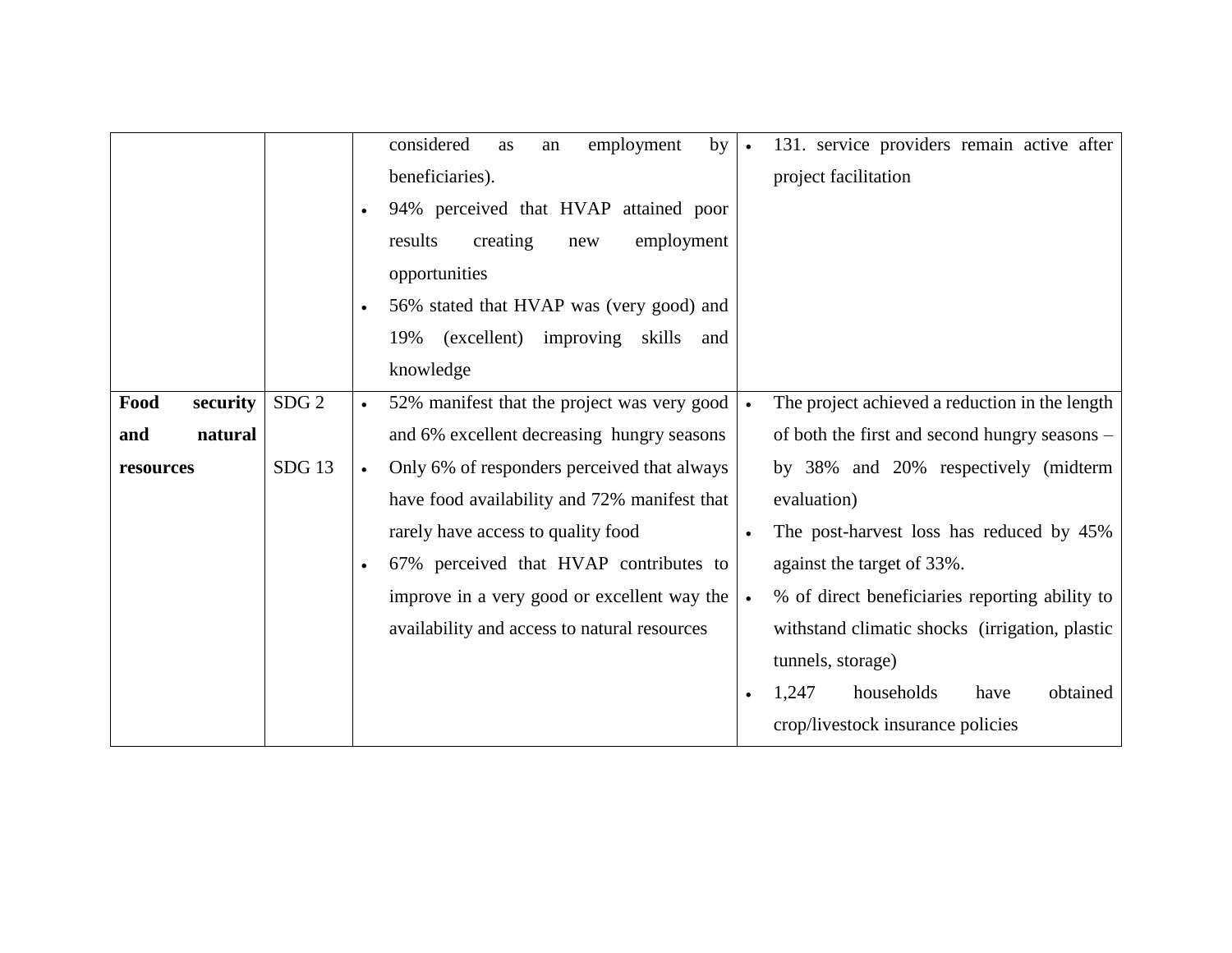|  |  |  |  |
|---|---|---|---|
|  |  | considered as an employment by beneficiaries).<br>• 94% perceived that HVAP attained poor results creating new employment opportunities<br>• 56% stated that HVAP was (very good) and 19% (excellent) improving skills and knowledge | • 131. service providers remain active after project facilitation |
| **Food security and natural resources** | SDG 2<br><br>SDG 13 | • 52% manifest that the project was very good and 6% excellent decreasing hungry seasons<br>• Only 6% of responders perceived that always have food availability and 72% manifest that rarely have access to quality food<br>• 67% perceived that HVAP contributes to improve in a very good or excellent way the availability and access to natural resources | • The project achieved a reduction in the length of both the first and second hungry seasons – by 38% and 20% respectively (midterm evaluation)<br>• The post-harvest loss has reduced by 45% against the target of 33%.<br>• % of direct beneficiaries reporting ability to withstand climatic shocks (irrigation, plastic tunnels, storage)<br>• 1,247 households have obtained crop/livestock insurance policies |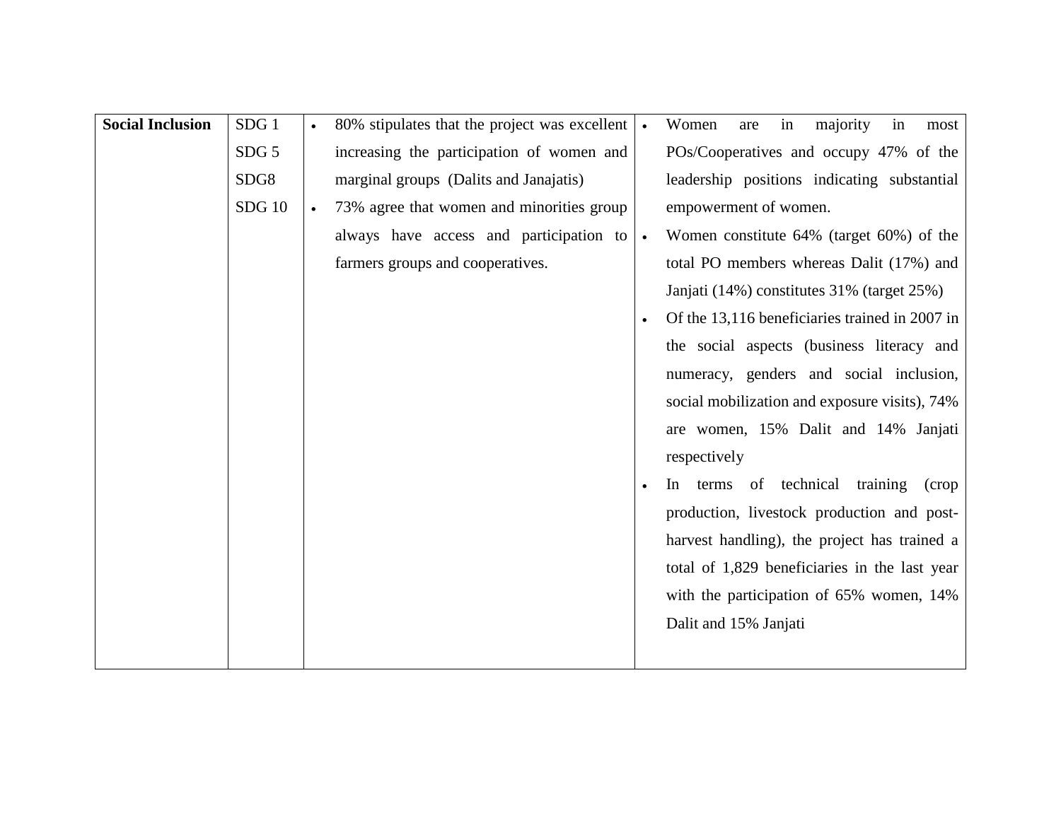| **Social Inclusion** | SDG 1<br>SDG 5<br>SDG8<br>SDG 10 | • 80% stipulates that the project was excellent increasing the participation of women and marginal groups (Dalits and Janajatis)<br>• 73% agree that women and minorities group always have access and participation to farmers groups and cooperatives. | • Women are in majority in most POs/Cooperatives and occupy 47% of the leadership positions indicating substantial empowerment of women.<br>• Women constitute 64% (target 60%) of the total PO members whereas Dalit (17%) and Janjati (14%) constitutes 31% (target 25%)<br>• Of the 13,116 beneficiaries trained in 2007 in the social aspects (business literacy and numeracy, genders and social inclusion, social mobilization and exposure visits), 74% are women, 15% Dalit and 14% Janjati respectively<br>• In terms of technical training (crop production, livestock production and post-harvest handling), the project has trained a total of 1,829 beneficiaries in the last year with the participation of 65% women, 14% Dalit and 15% Janjati |
|---|---|---|---|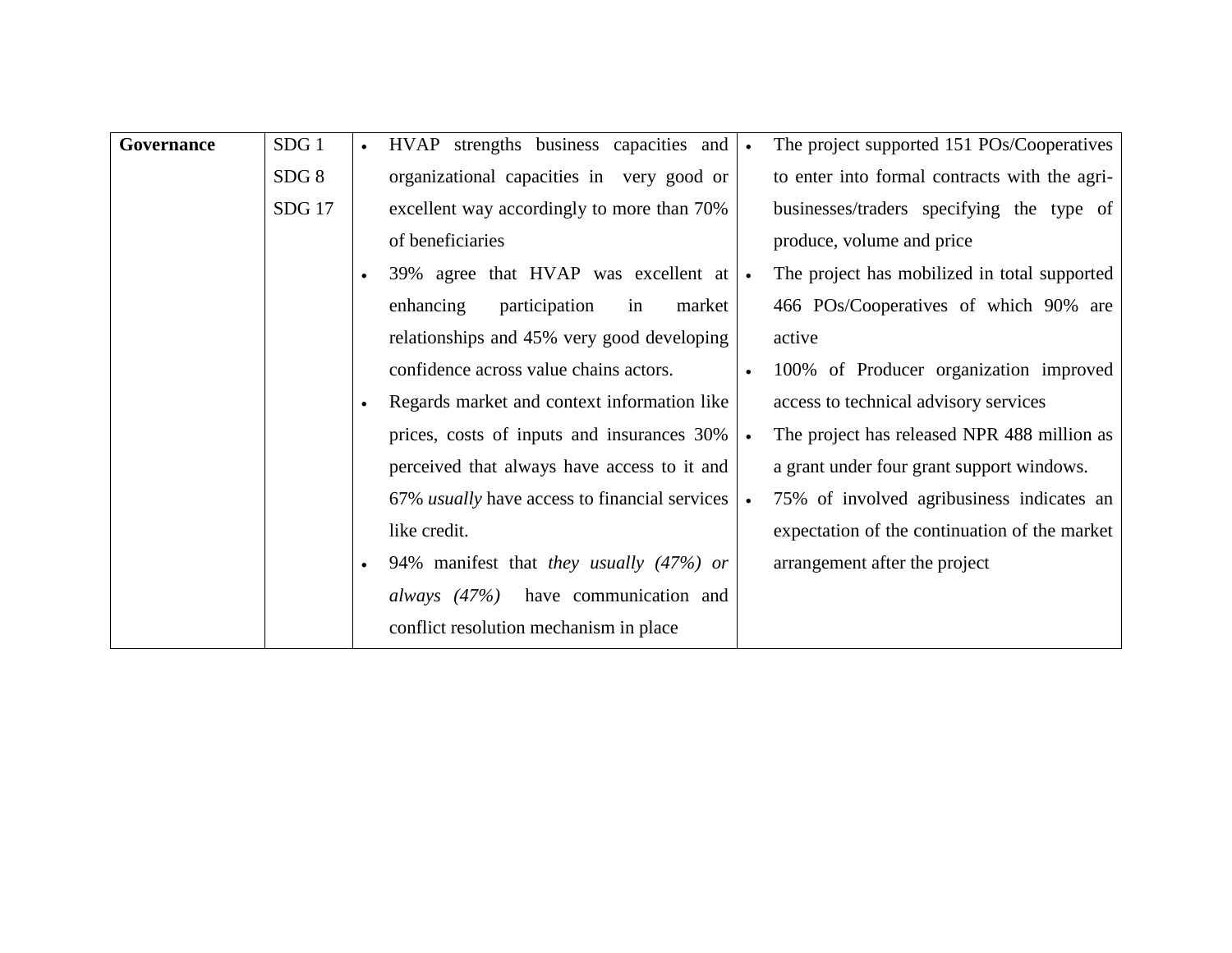| Governance | SDG 1<br>SDG 8<br>SDG 17 | • HVAP strengths business capacities and organizational capacities in very good or excellent way accordingly to more than 70% of beneficiaries<br>• 39% agree that HVAP was excellent at enhancing participation in market relationships and 45% very good developing confidence across value chains actors.<br>• Regards market and context information like prices, costs of inputs and insurances 30% perceived that always have access to it and 67% *usually* have access to financial services like credit.<br>• 94% manifest that *they usually (47%) or always (47%)* have communication and conflict resolution mechanism in place | • The project supported 151 POs/Cooperatives to enter into formal contracts with the agri-businesses/traders specifying the type of produce, volume and price<br>• The project has mobilized in total supported 466 POs/Cooperatives of which 90% are active<br>• 100% of Producer organization improved access to technical advisory services<br>• The project has released NPR 488 million as a grant under four grant support windows.<br>• 75% of involved agribusiness indicates an expectation of the continuation of the market arrangement after the project |
|---|---|---|---|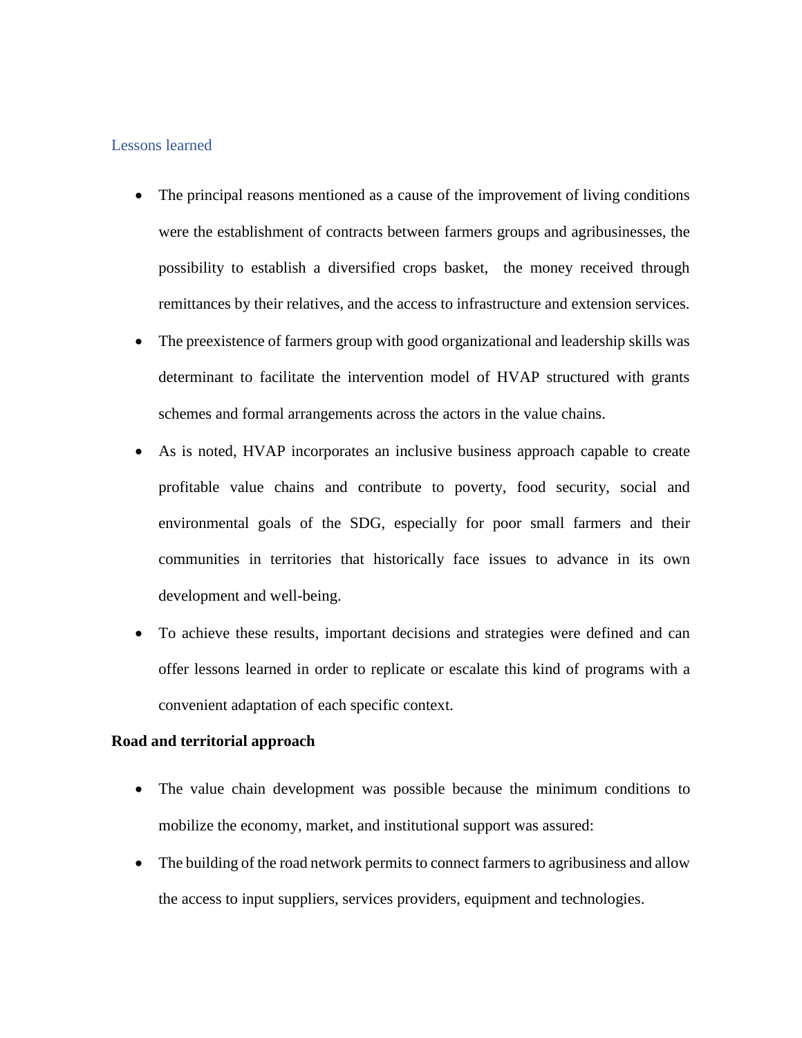## Lessons learned

- The principal reasons mentioned as a cause of the improvement of living conditions were the establishment of contracts between farmers groups and agribusinesses, the possibility to establish a diversified crops basket, the money received through remittances by their relatives, and the access to infrastructure and extension services.
- The preexistence of farmers group with good organizational and leadership skills was determinant to facilitate the intervention model of HVAP structured with grants schemes and formal arrangements across the actors in the value chains.
- As is noted, HVAP incorporates an inclusive business approach capable to create profitable value chains and contribute to poverty, food security, social and environmental goals of the SDG, especially for poor small farmers and their communities in territories that historically face issues to advance in its own development and well-being.
- To achieve these results, important decisions and strategies were defined and can offer lessons learned in order to replicate or escalate this kind of programs with a convenient adaptation of each specific context.

**Road and territorial approach**

- The value chain development was possible because the minimum conditions to mobilize the economy, market, and institutional support was assured:
- The building of the road network permits to connect farmers to agribusiness and allow the access to input suppliers, services providers, equipment and technologies.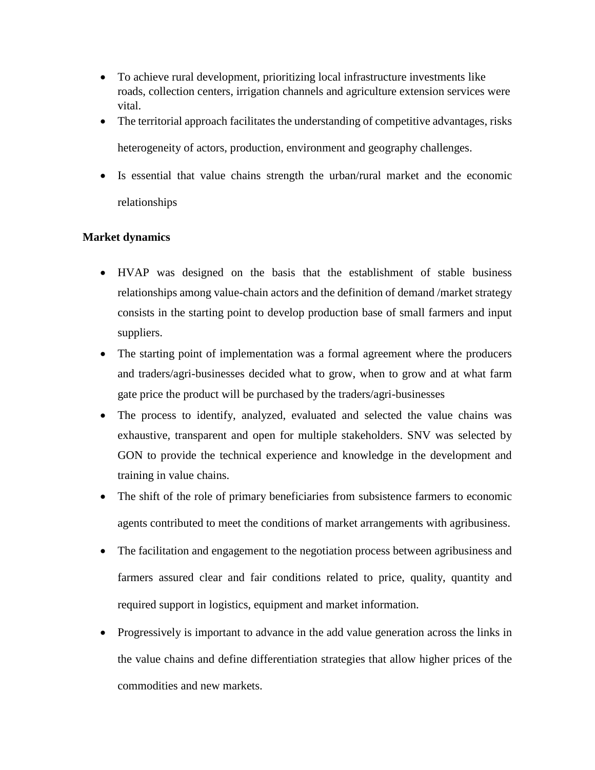- To achieve rural development, prioritizing local infrastructure investments like roads, collection centers, irrigation channels and agriculture extension services were vital.
- The territorial approach facilitates the understanding of competitive advantages, risks heterogeneity of actors, production, environment and geography challenges.
- Is essential that value chains strength the urban/rural market and the economic relationships

**Market dynamics**

- HVAP was designed on the basis that the establishment of stable business relationships among value-chain actors and the definition of demand /market strategy consists in the starting point to develop production base of small farmers and input suppliers.
- The starting point of implementation was a formal agreement where the producers and traders/agri-businesses decided what to grow, when to grow and at what farm gate price the product will be purchased by the traders/agri-businesses
- The process to identify, analyzed, evaluated and selected the value chains was exhaustive, transparent and open for multiple stakeholders. SNV was selected by GON to provide the technical experience and knowledge in the development and training in value chains.
- The shift of the role of primary beneficiaries from subsistence farmers to economic agents contributed to meet the conditions of market arrangements with agribusiness.
- The facilitation and engagement to the negotiation process between agribusiness and farmers assured clear and fair conditions related to price, quality, quantity and required support in logistics, equipment and market information.
- Progressively is important to advance in the add value generation across the links in the value chains and define differentiation strategies that allow higher prices of the commodities and new markets.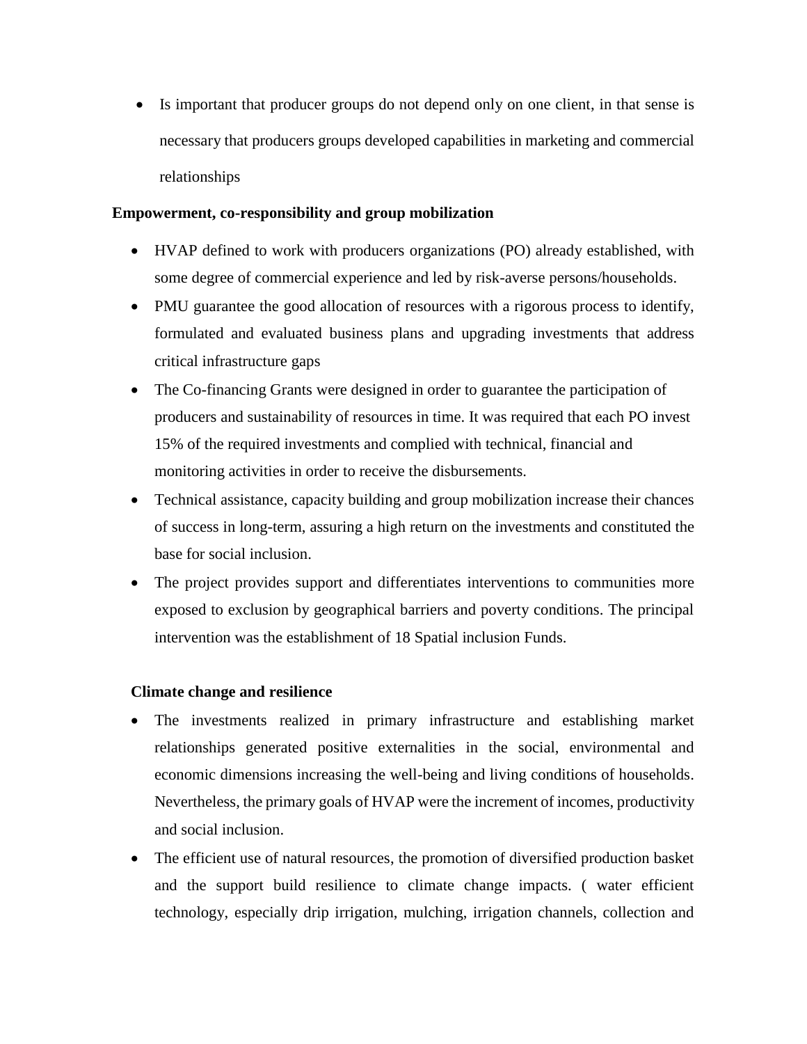- Is important that producer groups do not depend only on one client, in that sense is necessary that producers groups developed capabilities in marketing and commercial relationships

**Empowerment, co-responsibility and group mobilization**

- HVAP defined to work with producers organizations (PO) already established, with some degree of commercial experience and led by risk-averse persons/households.
- PMU guarantee the good allocation of resources with a rigorous process to identify, formulated and evaluated business plans and upgrading investments that address critical infrastructure gaps
- The Co-financing Grants were designed in order to guarantee the participation of producers and sustainability of resources in time. It was required that each PO invest 15% of the required investments and complied with technical, financial and monitoring activities in order to receive the disbursements.
- Technical assistance, capacity building and group mobilization increase their chances of success in long-term, assuring a high return on the investments and constituted the base for social inclusion.
- The project provides support and differentiates interventions to communities more exposed to exclusion by geographical barriers and poverty conditions. The principal intervention was the establishment of 18 Spatial inclusion Funds.

**Climate change and resilience**

- The investments realized in primary infrastructure and establishing market relationships generated positive externalities in the social, environmental and economic dimensions increasing the well-being and living conditions of households. Nevertheless, the primary goals of HVAP were the increment of incomes, productivity and social inclusion.
- The efficient use of natural resources, the promotion of diversified production basket and the support build resilience to climate change impacts. ( water efficient technology, especially drip irrigation, mulching, irrigation channels, collection and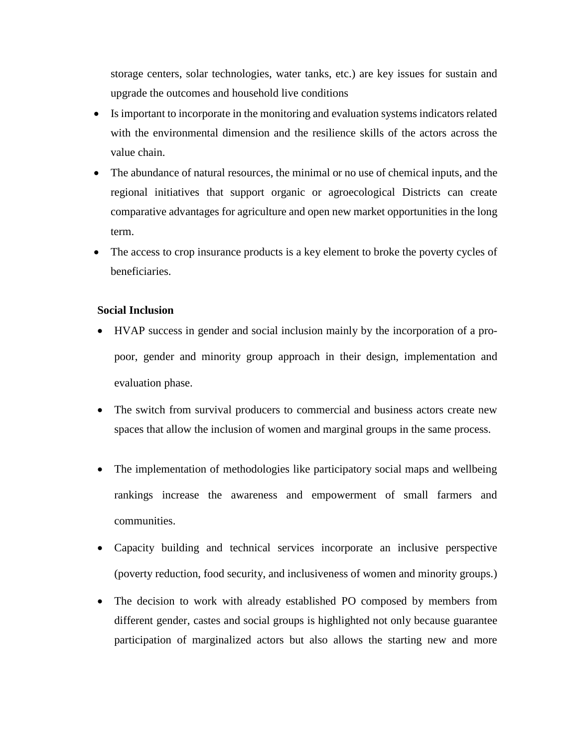storage centers, solar technologies, water tanks, etc.) are key issues for sustain and upgrade the outcomes and household live conditions

- Is important to incorporate in the monitoring and evaluation systems indicators related with the environmental dimension and the resilience skills of the actors across the value chain.
- The abundance of natural resources, the minimal or no use of chemical inputs, and the regional initiatives that support organic or agroecological Districts can create comparative advantages for agriculture and open new market opportunities in the long term.
- The access to crop insurance products is a key element to broke the poverty cycles of beneficiaries.

**Social Inclusion**

- HVAP success in gender and social inclusion mainly by the incorporation of a pro-poor, gender and minority group approach in their design, implementation and evaluation phase.
- The switch from survival producers to commercial and business actors create new spaces that allow the inclusion of women and marginal groups in the same process.
- The implementation of methodologies like participatory social maps and wellbeing rankings increase the awareness and empowerment of small farmers and communities.
- Capacity building and technical services incorporate an inclusive perspective (poverty reduction, food security, and inclusiveness of women and minority groups.)
- The decision to work with already established PO composed by members from different gender, castes and social groups is highlighted not only because guarantee participation of marginalized actors but also allows the starting new and more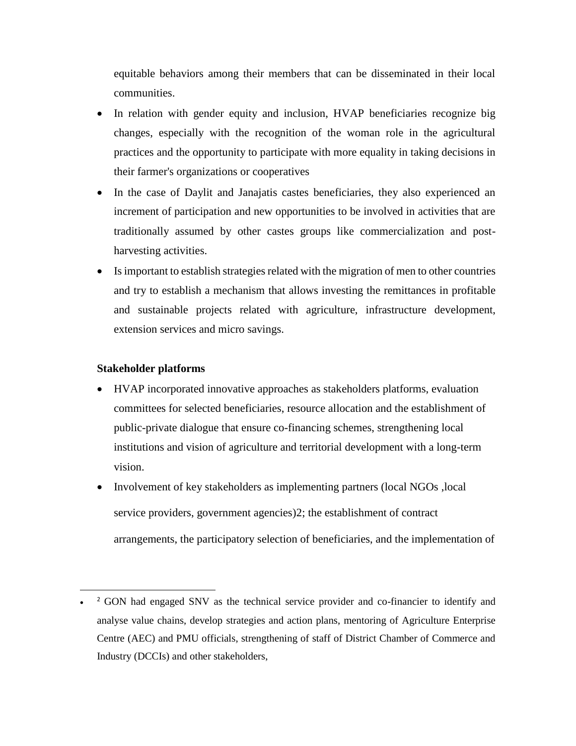equitable behaviors among their members that can be disseminated in their local communities.

- In relation with gender equity and inclusion, HVAP beneficiaries recognize big changes, especially with the recognition of the woman role in the agricultural practices and the opportunity to participate with more equality in taking decisions in their farmer's organizations or cooperatives
- In the case of Daylit and Janajatis castes beneficiaries, they also experienced an increment of participation and new opportunities to be involved in activities that are traditionally assumed by other castes groups like commercialization and post-harvesting activities.
- Is important to establish strategies related with the migration of men to other countries and try to establish a mechanism that allows investing the remittances in profitable and sustainable projects related with agriculture, infrastructure development, extension services and micro savings.

**Stakeholder platforms**

- HVAP incorporated innovative approaches as stakeholders platforms, evaluation committees for selected beneficiaries, resource allocation and the establishment of public-private dialogue that ensure co-financing schemes, strengthening local institutions and vision of agriculture and territorial development with a long-term vision.
- Involvement of key stakeholders as implementing partners (local NGOs ,local service providers, government agencies)2; the establishment of contract arrangements, the participatory selection of beneficiaries, and the implementation of

---

[2] GON had engaged SNV as the technical service provider and co-financier to identify and analyse value chains, develop strategies and action plans, mentoring of Agriculture Enterprise Centre (AEC) and PMU officials, strengthening of staff of District Chamber of Commerce and Industry (DCCIs) and other stakeholders,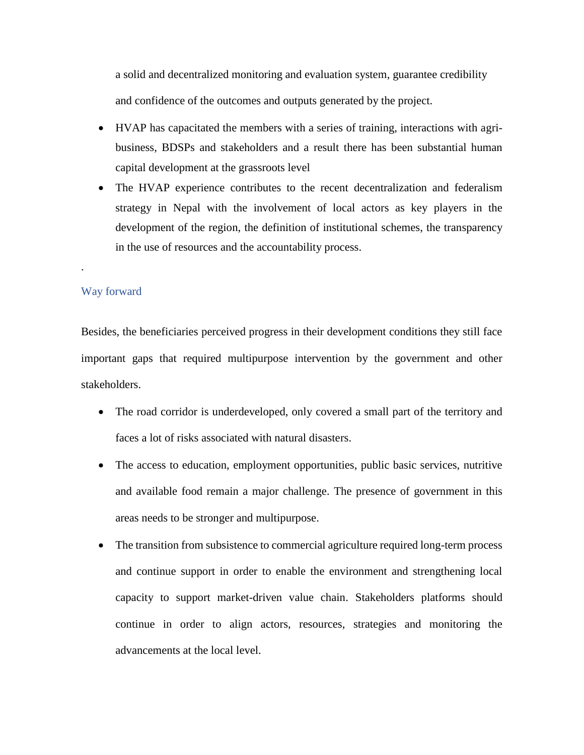a solid and decentralized monitoring and evaluation system, guarantee credibility and confidence of the outcomes and outputs generated by the project.

- HVAP has capacitated the members with a series of training, interactions with agri-business, BDSPs and stakeholders and a result there has been substantial human capital development at the grassroots level
- The HVAP experience contributes to the recent decentralization and federalism strategy in Nepal with the involvement of local actors as key players in the development of the region, the definition of institutional schemes, the transparency in the use of resources and the accountability process.

.

## Way forward

Besides, the beneficiaries perceived progress in their development conditions they still face important gaps that required multipurpose intervention by the government and other stakeholders.

- The road corridor is underdeveloped, only covered a small part of the territory and faces a lot of risks associated with natural disasters.
- The access to education, employment opportunities, public basic services, nutritive and available food remain a major challenge. The presence of government in this areas needs to be stronger and multipurpose.
- The transition from subsistence to commercial agriculture required long-term process and continue support in order to enable the environment and strengthening local capacity to support market-driven value chain. Stakeholders platforms should continue in order to align actors, resources, strategies and monitoring the advancements at the local level.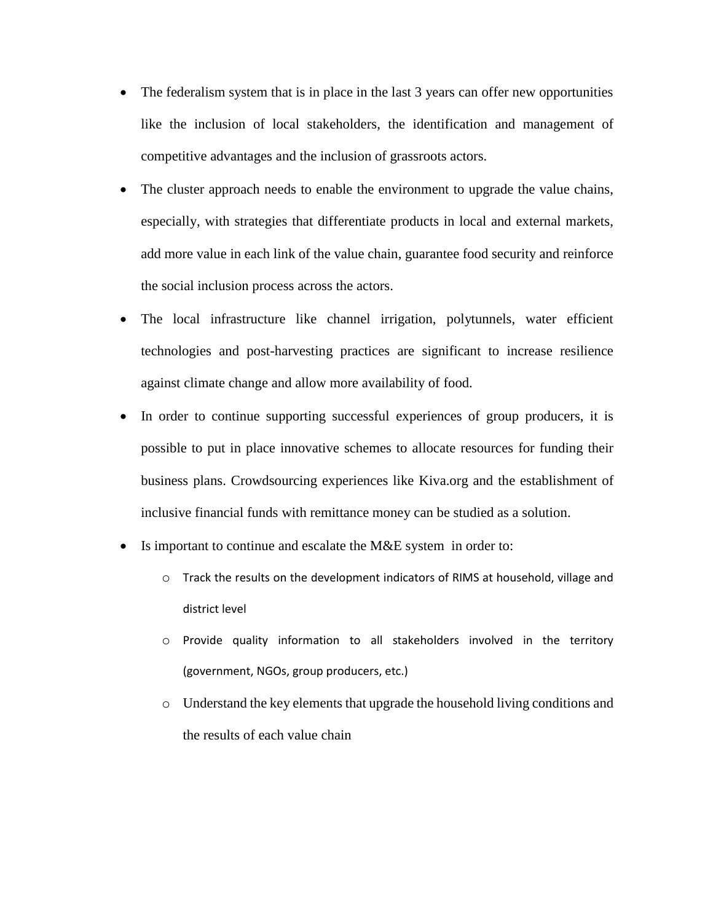- The federalism system that is in place in the last 3 years can offer new opportunities like the inclusion of local stakeholders, the identification and management of competitive advantages and the inclusion of grassroots actors.
- The cluster approach needs to enable the environment to upgrade the value chains, especially, with strategies that differentiate products in local and external markets, add more value in each link of the value chain, guarantee food security and reinforce the social inclusion process across the actors.
- The local infrastructure like channel irrigation, polytunnels, water efficient technologies and post-harvesting practices are significant to increase resilience against climate change and allow more availability of food.
- In order to continue supporting successful experiences of group producers, it is possible to put in place innovative schemes to allocate resources for funding their business plans. Crowdsourcing experiences like Kiva.org and the establishment of inclusive financial funds with remittance money can be studied as a solution.
- Is important to continue and escalate the M&E system in order to:
  - Track the results on the development indicators of RIMS at household, village and district level
  - Provide quality information to all stakeholders involved in the territory (government, NGOs, group producers, etc.)
  - Understand the key elements that upgrade the household living conditions and the results of each value chain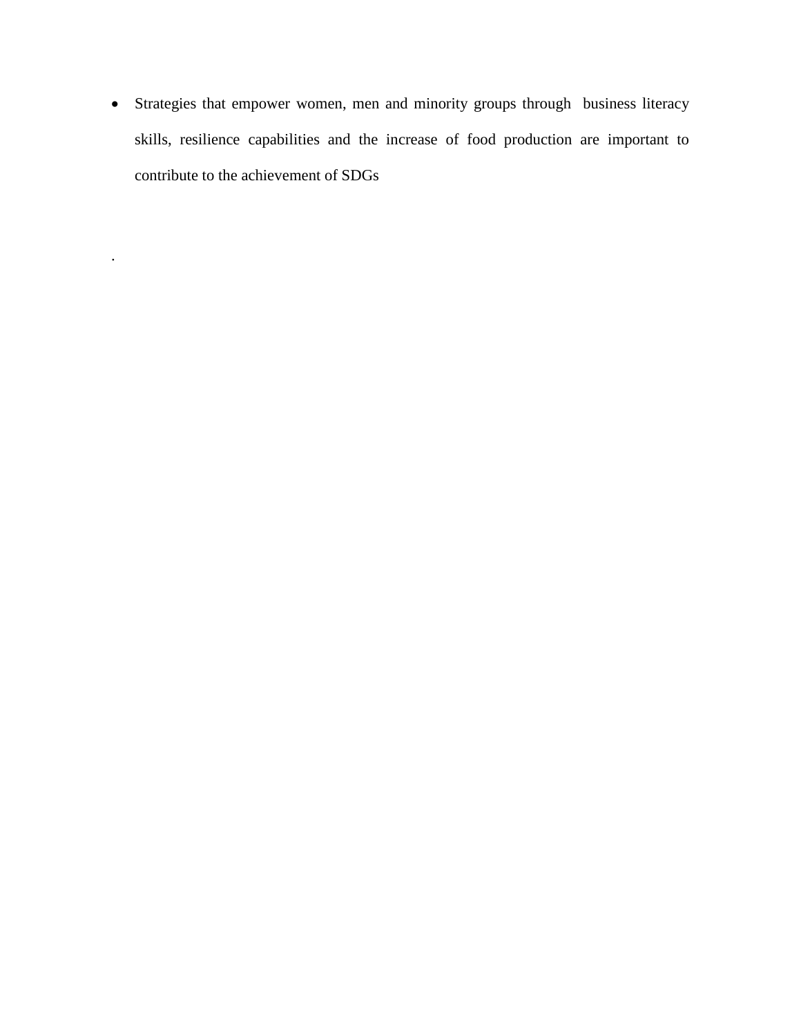- Strategies that empower women, men and minority groups through business literacy skills, resilience capabilities and the increase of food production are important to contribute to the achievement of SDGs

.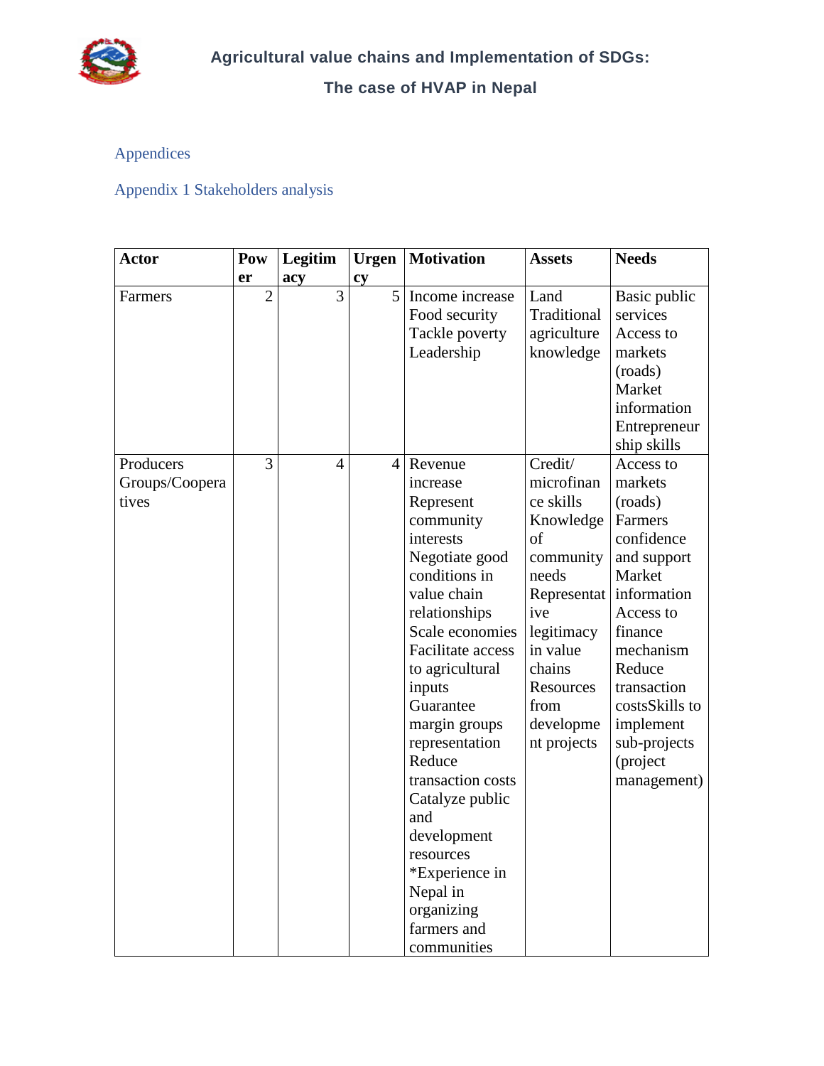## Appendices

### Appendix 1 Stakeholders analysis

| Actor | Power | Legitimacy | Urgency | Motivation | Assets | Needs |
|---|---|---|---|---|---|---|
| Farmers | 2 | 3 | 5 | Income increase<br>Food security<br>Tackle poverty<br>Leadership | Land<br>Traditional agriculture knowledge | Basic public services<br>Access to markets (roads)<br>Market information<br>Entrepreneurship skills |
| Producers Groups/Cooperatives | 3 | 4 | 4 | Revenue increase<br>Represent community interests<br>Negotiate good conditions in value chain relationships<br>Scale economies<br>Facilitate access to agricultural inputs<br>Guarantee margin groups representation<br>Reduce transaction costs<br>Catalyze public and development resources<br>*Experience in Nepal in organizing farmers and communities | Credit/ microfinance skills<br>Knowledge of community needs<br>Representative legitimacy in value chains<br>Resources from development projects | Access to markets (roads)<br>Farmers confidence and support<br>Market information<br>Access to finance mechanism<br>Reduce transaction costsSkills to implement sub-projects (project management) |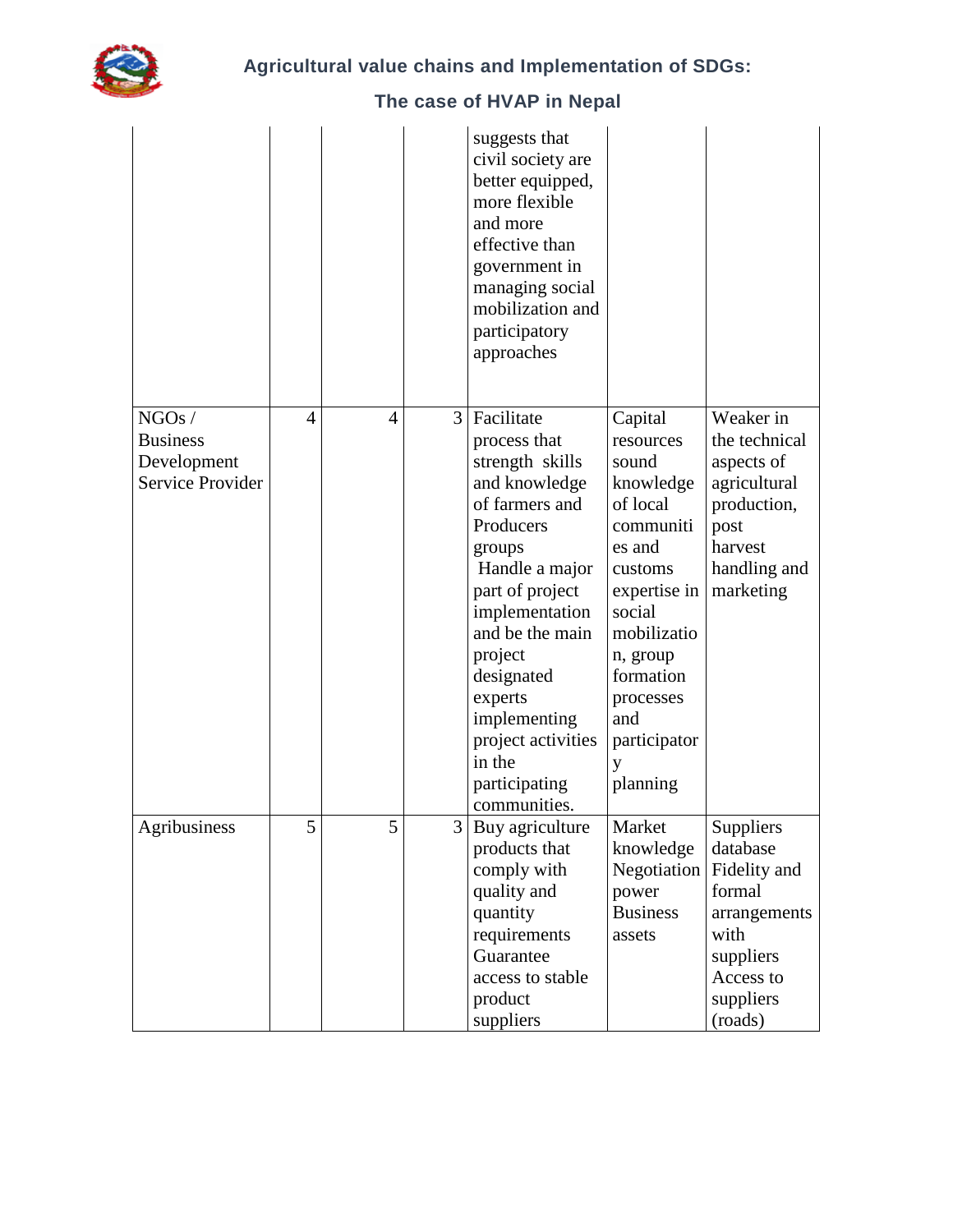|  |  |  |  | suggests that civil society are better equipped, more flexible and more effective than government in managing social mobilization and participatory approaches |  |  |
|---|---|---|---|---|---|---|
| NGOs / Business Development Service Provider | 4 | 4 | 3 | Facilitate process that strength skills and knowledge of farmers and Producers groups Handle a major part of project implementation and be the main project designated experts implementing project activities in the participating communities. | Capital resources sound knowledge of local communities and customs expertise in social mobilization, group formation processes and participatory planning | Weaker in the technical aspects of agricultural production, post harvest handling and marketing |
| Agribusiness | 5 | 5 | 3 | Buy agriculture products that comply with quality and quantity requirements Guarantee access to stable product suppliers | Market knowledge Negotiation power Business assets | Suppliers database Fidelity and formal arrangements with suppliers Access to suppliers (roads) |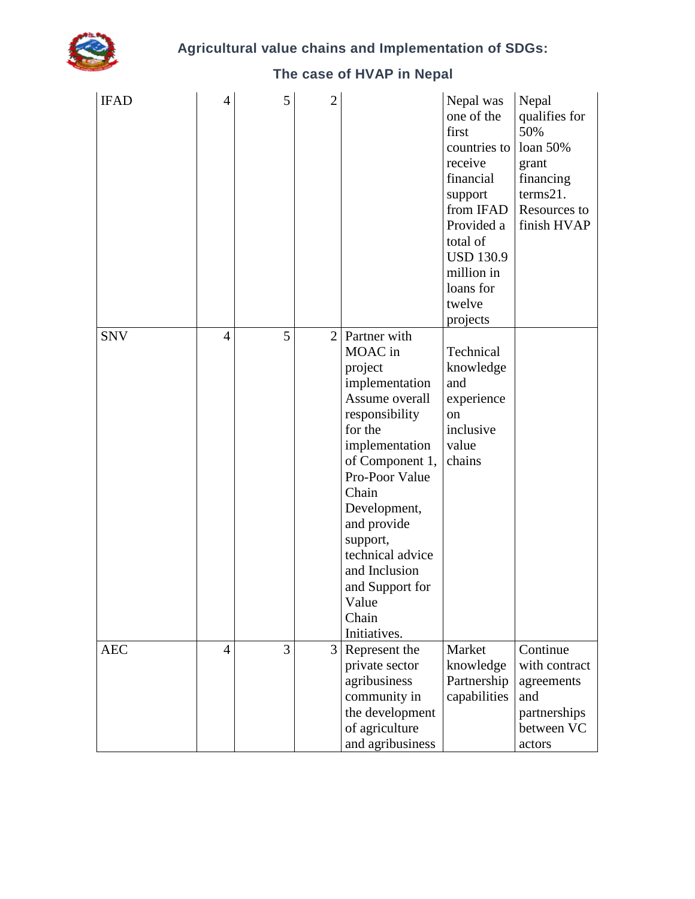| | | | | | | |
|---|---|---|---|---|---|---|
| IFAD | 4 | 5 | 2 | | Nepal was one of the first countries to receive financial support from IFAD Provided a total of USD 130.9 million in loans for twelve projects | Nepal qualifies for 50% loan 50% grant financing terms21. Resources to finish HVAP |
| SNV | 4 | 5 | 2 | Partner with MOAC in project implementation Assume overall responsibility for the implementation of Component 1, Pro-Poor Value Chain Development, and provide support, technical advice and Inclusion and Support for Value Chain Initiatives. | Technical knowledge and experience on inclusive value chains | |
| AEC | 4 | 3 | 3 | Represent the private sector agribusiness community in the development of agriculture and agribusiness | Market knowledge Partnership capabilities | Continue with contract agreements and partnerships between VC actors |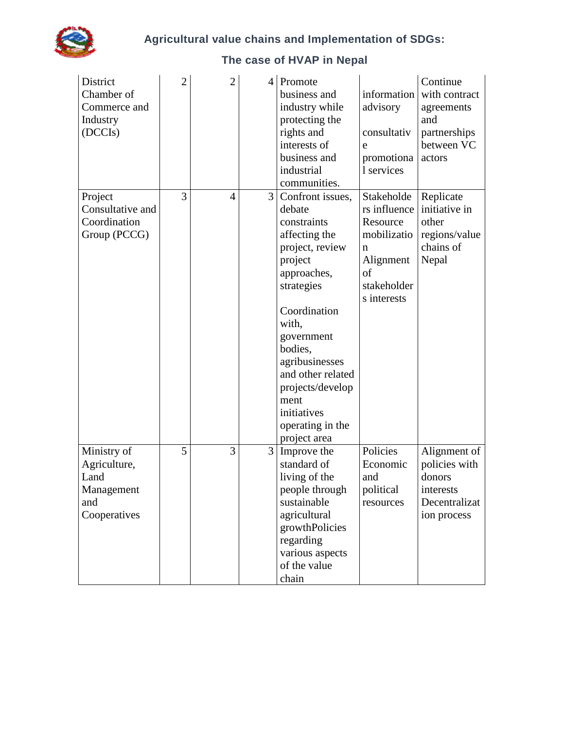| District Chamber of Commerce and Industry (DCCIs) | 2 | 2 | 4 | Promote business and industry while protecting the rights and interests of business and industrial communities. | information advisory consultative promotional services | Continue with contract agreements and partnerships between VC actors |
|---|---|---|---|---|---|---|
| Project Consultative and Coordination Group (PCCG) | 3 | 4 | 3 | Confront issues, debate constraints affecting the project, review project approaches, strategies<br><br>Coordination with, government bodies, agribusinesses and other related projects/development initiatives operating in the project area | Stakeholders influence Resource mobilization Alignment of stakeholders interests | Replicate initiative in other regions/value chains of Nepal |
| Ministry of Agriculture, Land Management and Cooperatives | 5 | 3 | 3 | Improve the standard of living of the people through sustainable agricultural growthPolicies regarding various aspects of the value chain | Policies Economic and political resources | Alignment of policies with donors interests Decentralization process |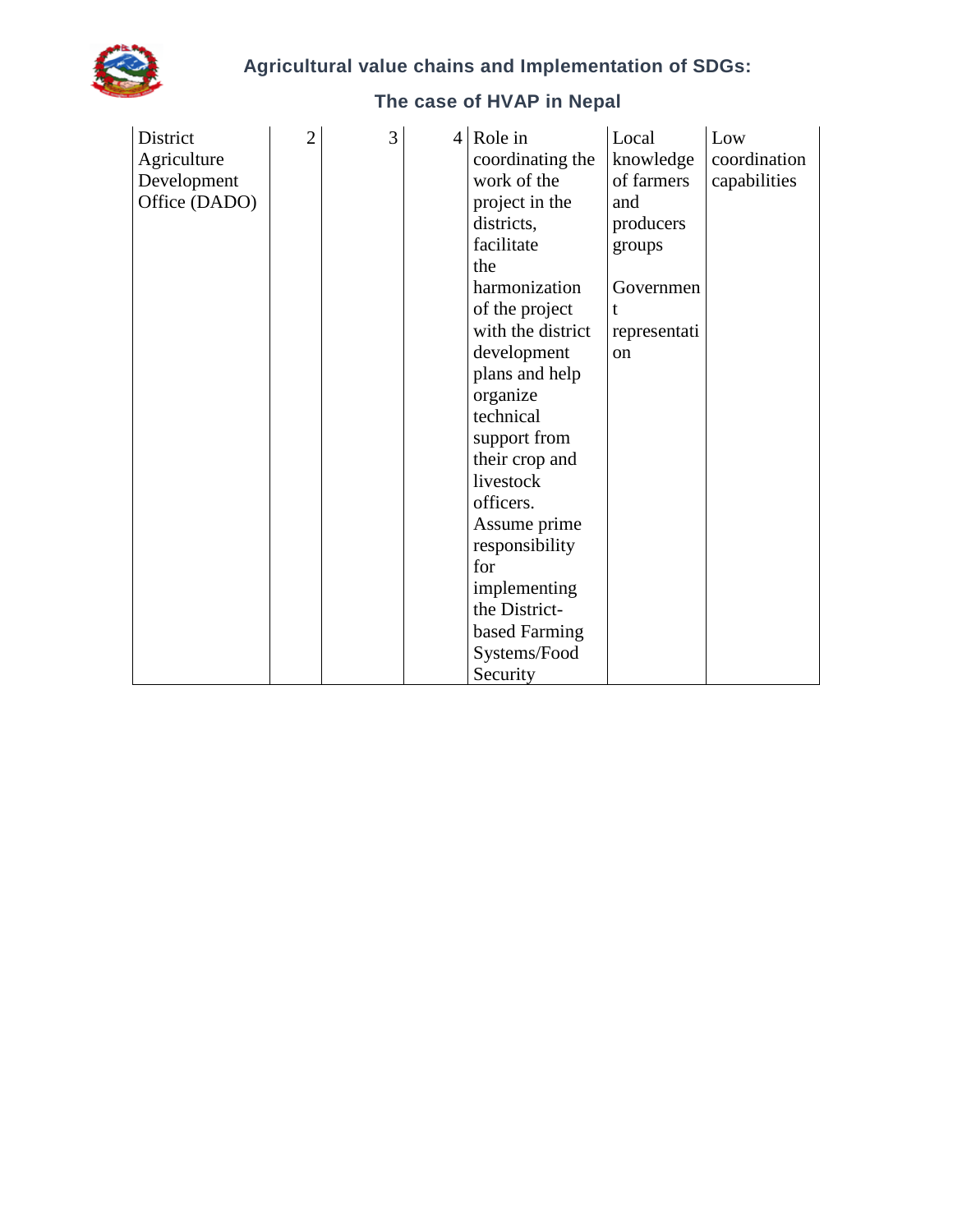| District Agriculture Development Office (DADO) | 2 | 3 | 4 | Role in coordinating the work of the project in the districts, facilitate the harmonization of the project with the district development plans and help organize technical support from their crop and livestock officers. Assume prime responsibility for implementing the District-based Farming Systems/Food Security | Local knowledge of farmers and producers groups<br><br>Government representation | Low coordination capabilities |
|---|---|---|---|---|---|---|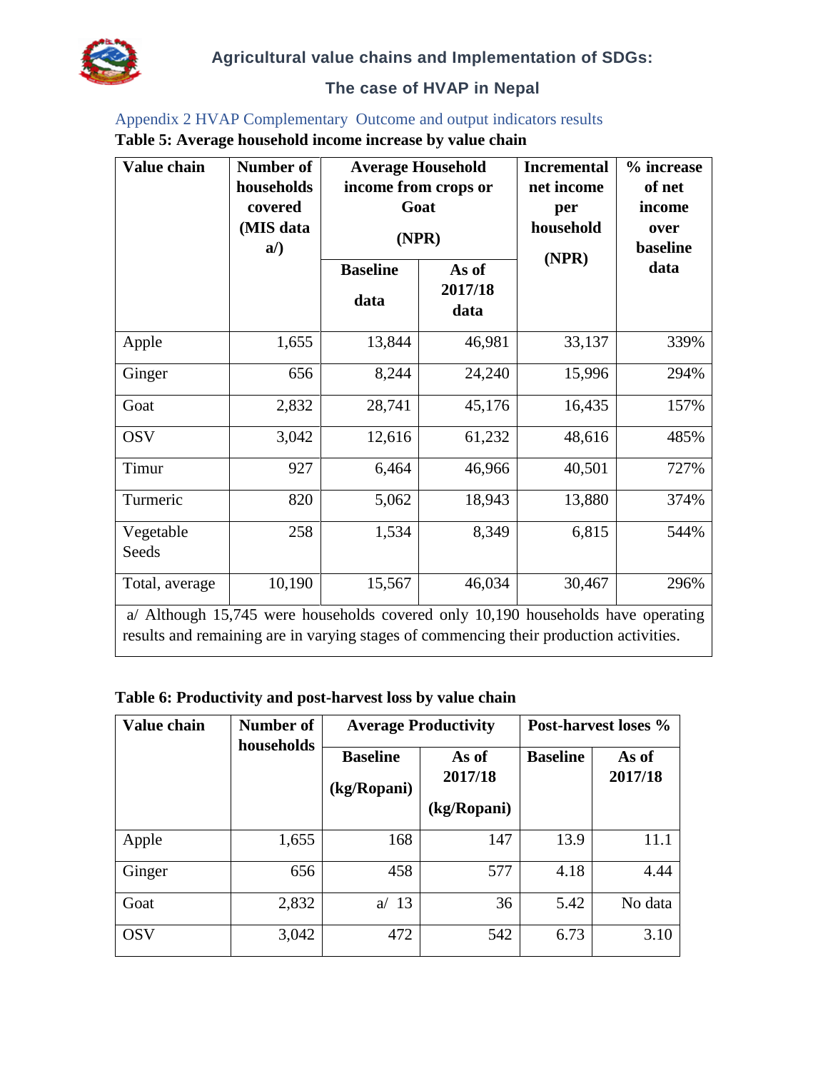## Appendix 2 HVAP Complementary Outcome and output indicators results

**Table 5: Average household income increase by value chain**

| Value chain | Number of households covered (MIS data a/) | Average Household income from crops or Goat (NPR) | | Incremental net income per household (NPR) | % increase of net income over baseline data |
|---|---|---|---|---|---|
| | | Baseline data | As of 2017/18 data | | |
| Apple | 1,655 | 13,844 | 46,981 | 33,137 | 339% |
| Ginger | 656 | 8,244 | 24,240 | 15,996 | 294% |
| Goat | 2,832 | 28,741 | 45,176 | 16,435 | 157% |
| OSV | 3,042 | 12,616 | 61,232 | 48,616 | 485% |
| Timur | 927 | 6,464 | 46,966 | 40,501 | 727% |
| Turmeric | 820 | 5,062 | 18,943 | 13,880 | 374% |
| Vegetable Seeds | 258 | 1,534 | 8,349 | 6,815 | 544% |
| Total, average | 10,190 | 15,567 | 46,034 | 30,467 | 296% |

a/ Although 15,745 were households covered only 10,190 households have operating results and remaining are in varying stages of commencing their production activities.

**Table 6: Productivity and post-harvest loss by value chain**

| Value chain | Number of households | Average Productivity | | Post-harvest loses % | |
|---|---|---|---|---|---|
| | | Baseline (kg/Ropani) | As of 2017/18 (kg/Ropani) | Baseline | As of 2017/18 |
| Apple | 1,655 | 168 | 147 | 13.9 | 11.1 |
| Ginger | 656 | 458 | 577 | 4.18 | 4.44 |
| Goat | 2,832 | a/ 13 | 36 | 5.42 | No data |
| OSV | 3,042 | 472 | 542 | 6.73 | 3.10 |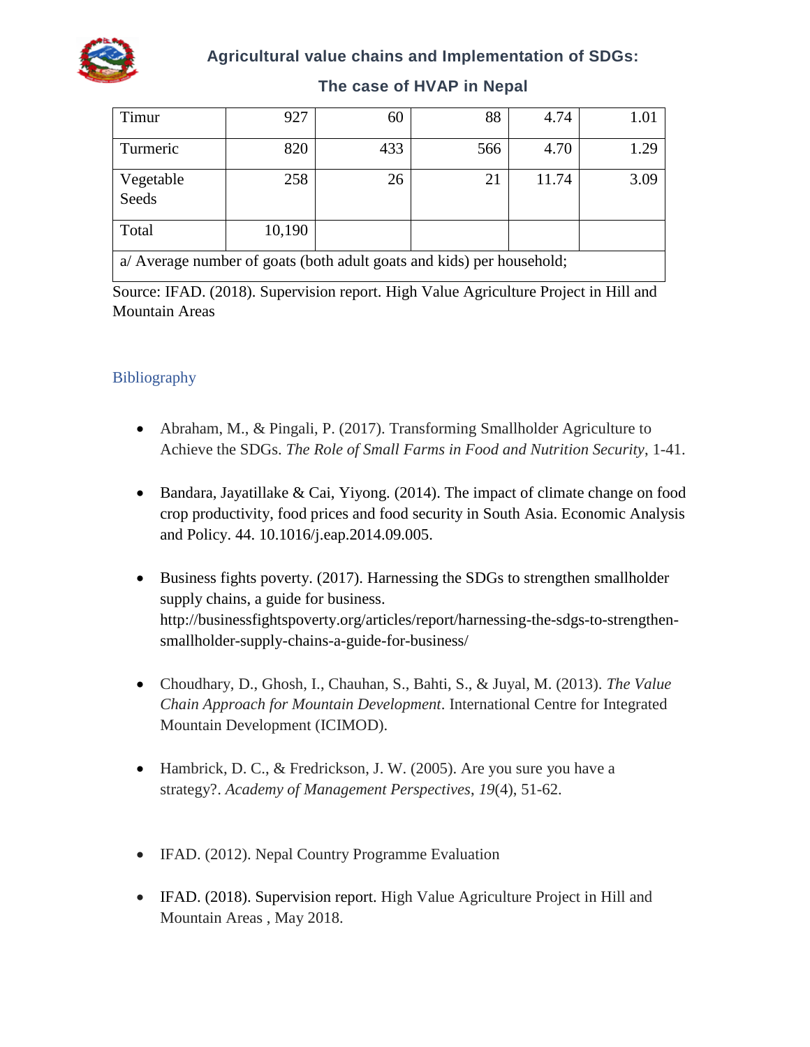| Timur | 927 | 60 | 88 | 4.74 | 1.01 |
|---|---|---|---|---|---|
| Turmeric | 820 | 433 | 566 | 4.70 | 1.29 |
| Vegetable Seeds | 258 | 26 | 21 | 11.74 | 3.09 |
| Total | 10,190 | | | | |
| a/ Average number of goats (both adult goats and kids) per household; | | | | | |

Source: IFAD. (2018). Supervision report. High Value Agriculture Project in Hill and Mountain Areas

## Bibliography

- Abraham, M., & Pingali, P. (2017). Transforming Smallholder Agriculture to Achieve the SDGs. *The Role of Small Farms in Food and Nutrition Security*, 1-41.

- Bandara, Jayatillake & Cai, Yiyong. (2014). The impact of climate change on food crop productivity, food prices and food security in South Asia. Economic Analysis and Policy. 44. 10.1016/j.eap.2014.09.005.

- Business fights poverty. (2017). Harnessing the SDGs to strengthen smallholder supply chains, a guide for business. http://businessfightspoverty.org/articles/report/harnessing-the-sdgs-to-strengthen-smallholder-supply-chains-a-guide-for-business/

- Choudhary, D., Ghosh, I., Chauhan, S., Bahti, S., & Juyal, M. (2013). *The Value Chain Approach for Mountain Development*. International Centre for Integrated Mountain Development (ICIMOD).

- Hambrick, D. C., & Fredrickson, J. W. (2005). Are you sure you have a strategy?. *Academy of Management Perspectives*, *19*(4), 51-62.

- IFAD. (2012). Nepal Country Programme Evaluation

- IFAD. (2018). Supervision report. High Value Agriculture Project in Hill and Mountain Areas , May 2018.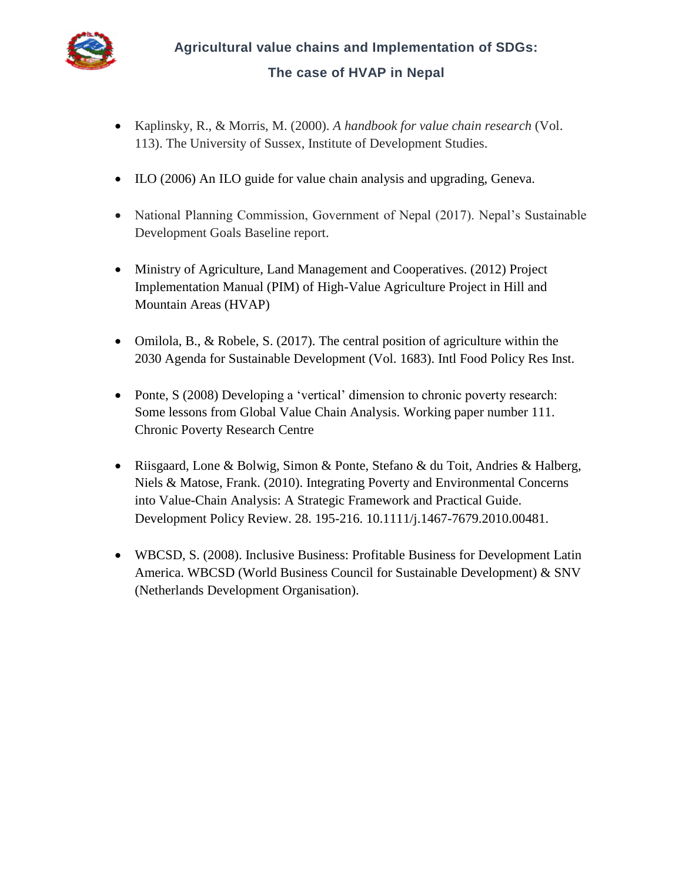- Kaplinsky, R., & Morris, M. (2000). *A handbook for value chain research* (Vol. 113). The University of Sussex, Institute of Development Studies.

- ILO (2006) An ILO guide for value chain analysis and upgrading, Geneva.

- National Planning Commission, Government of Nepal (2017). Nepal's Sustainable Development Goals Baseline report.

- Ministry of Agriculture, Land Management and Cooperatives. (2012) Project Implementation Manual (PIM) of High-Value Agriculture Project in Hill and Mountain Areas (HVAP)

- Omilola, B., & Robele, S. (2017). The central position of agriculture within the 2030 Agenda for Sustainable Development (Vol. 1683). Intl Food Policy Res Inst.

- Ponte, S (2008) Developing a 'vertical' dimension to chronic poverty research: Some lessons from Global Value Chain Analysis. Working paper number 111. Chronic Poverty Research Centre

- Riisgaard, Lone & Bolwig, Simon & Ponte, Stefano & du Toit, Andries & Halberg, Niels & Matose, Frank. (2010). Integrating Poverty and Environmental Concerns into Value-Chain Analysis: A Strategic Framework and Practical Guide. Development Policy Review. 28. 195-216. 10.1111/j.1467-7679.2010.00481.

- WBCSD, S. (2008). Inclusive Business: Profitable Business for Development Latin America. WBCSD (World Business Council for Sustainable Development) & SNV (Netherlands Development Organisation).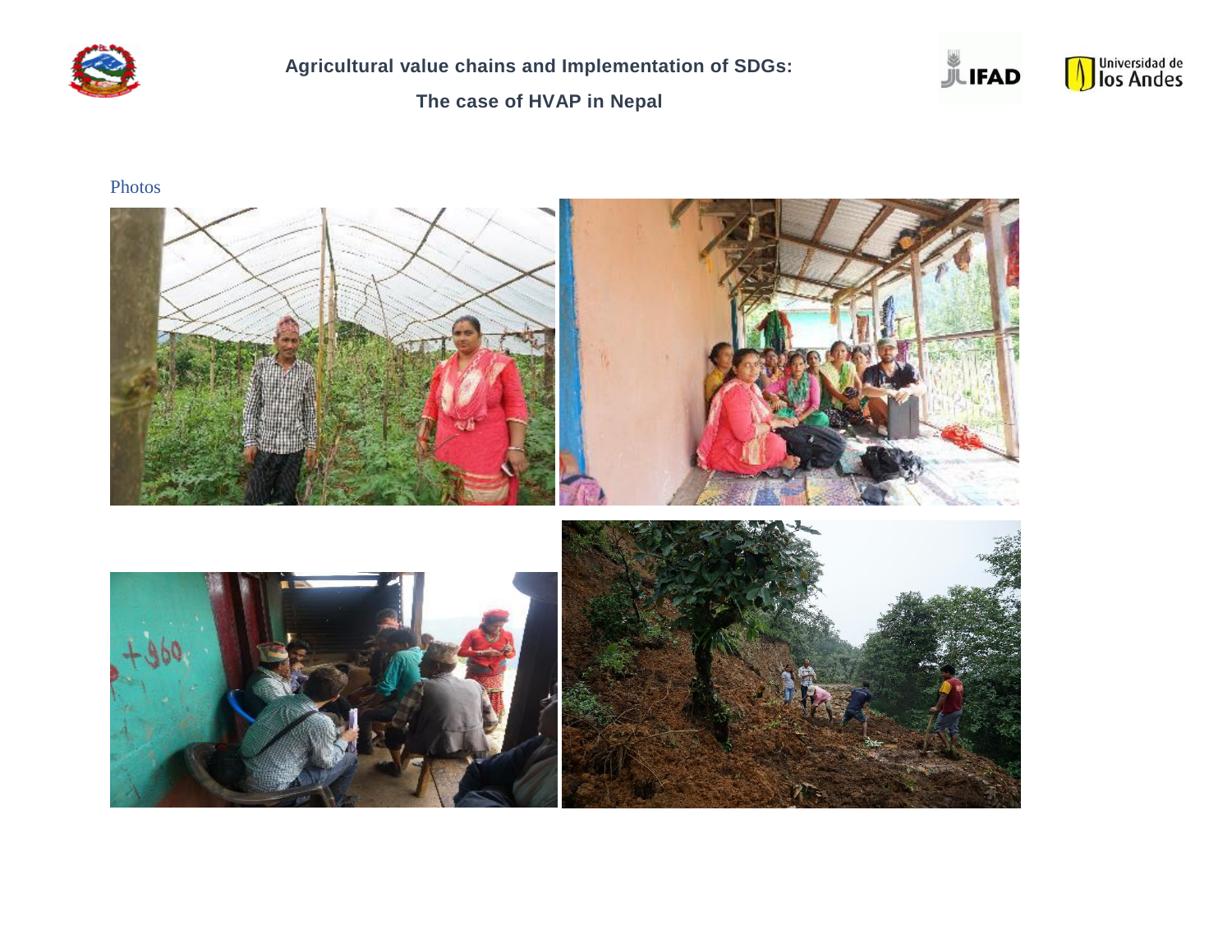Photos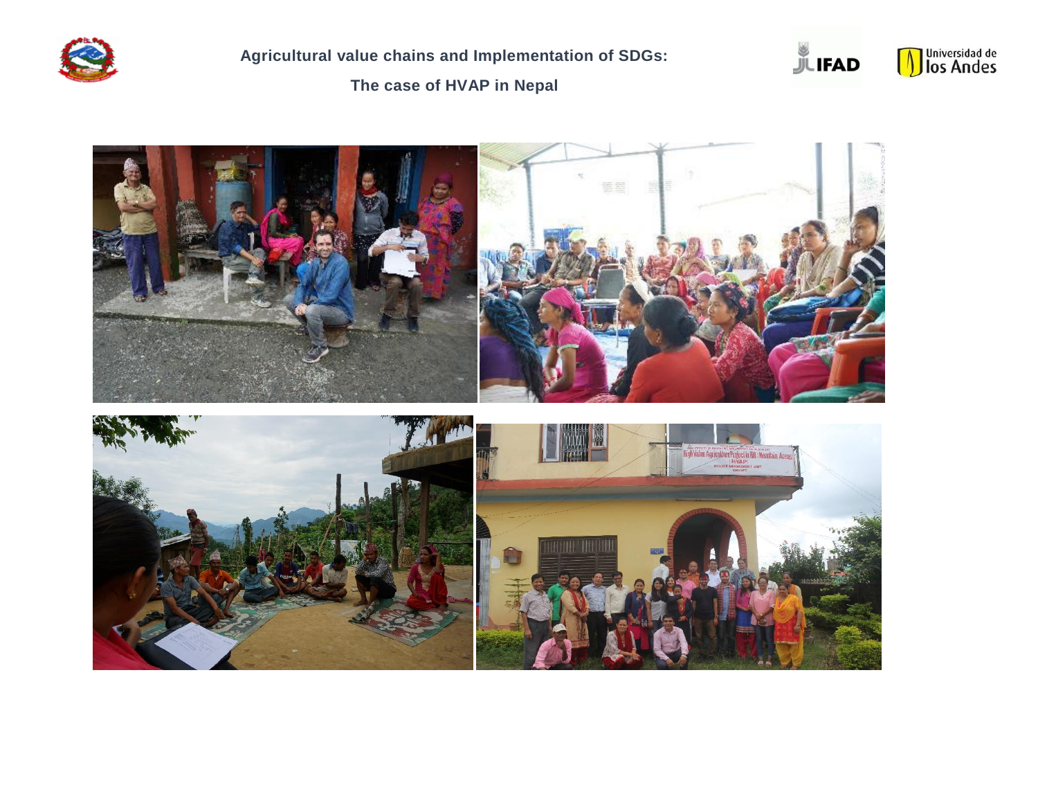**Agricultural value chains and Implementation of SDGs:**

**The case of HVAP in Nepal**